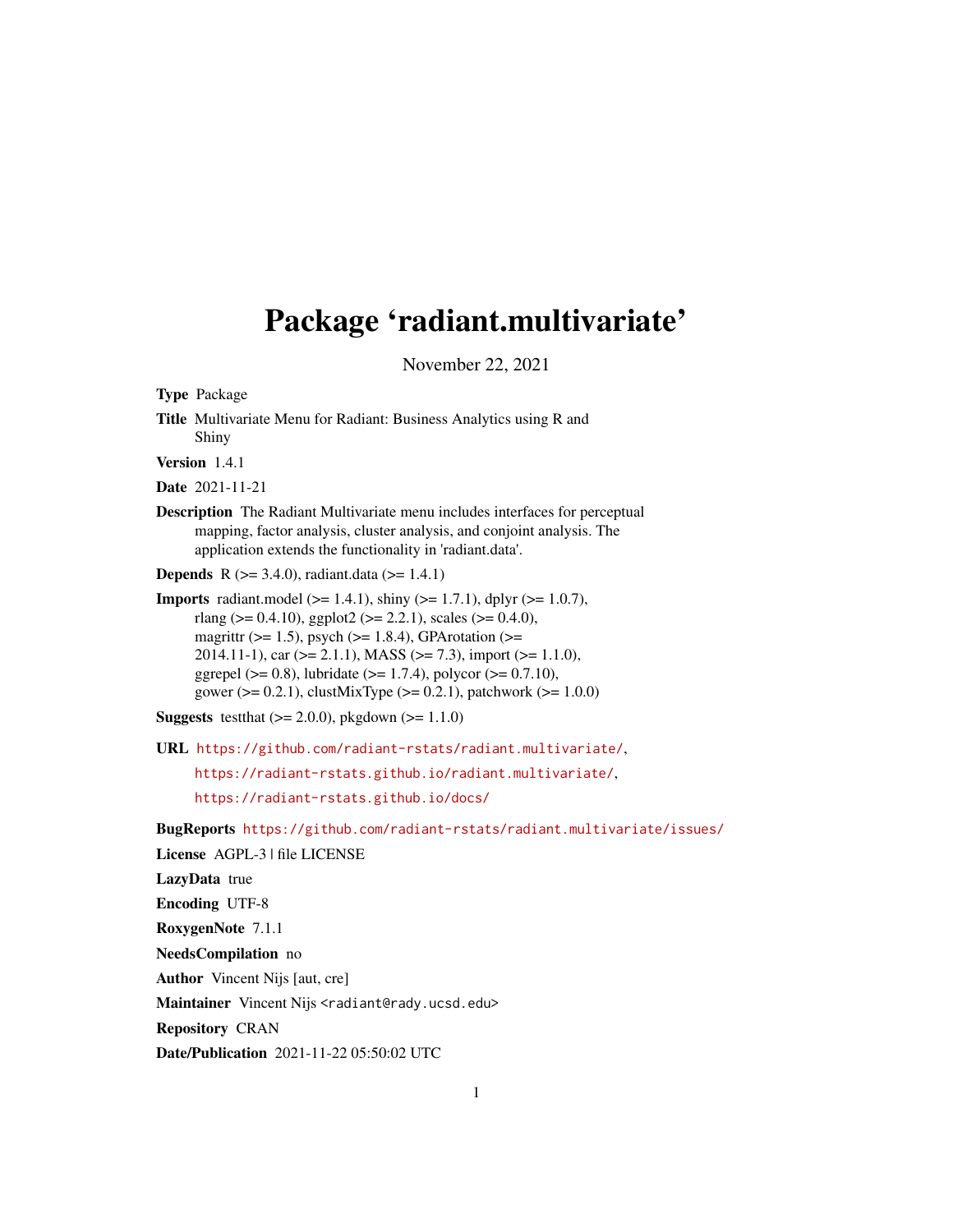# Package 'radiant.multivariate'

November 22, 2021

**Type** Package

**Title** Multivariate Menu for Radiant: Business Analytics using R and Shiny

**Version** 1.4.1

**Date** 2021-11-21

**Description** The Radiant Multivariate menu includes interfaces for perceptual mapping, factor analysis, cluster analysis, and conjoint analysis. The application extends the functionality in 'radiant.data'.

**Depends** R (>= 3.4.0), radiant.data (>= 1.4.1)

**Imports** radiant.model (>= 1.4.1), shiny (>= 1.7.1), dplyr (>= 1.0.7), rlang (>= 0.4.10), ggplot2 (>= 2.2.1), scales (>= 0.4.0), magrittr (>= 1.5), psych (>= 1.8.4), GPArotation (>= 2014.11-1), car (>= 2.1.1), MASS (>= 7.3), import (>= 1.1.0), ggrepel (>= 0.8), lubridate (>= 1.7.4), polycor (>= 0.7.10), gower (>= 0.2.1), clustMixType (>= 0.2.1), patchwork (>= 1.0.0)

**Suggests** testthat (>= 2.0.0), pkgdown (>= 1.1.0)

**URL** https://github.com/radiant-rstats/radiant.multivariate/, https://radiant-rstats.github.io/radiant.multivariate/, https://radiant-rstats.github.io/docs/

**BugReports** https://github.com/radiant-rstats/radiant.multivariate/issues/

**License** AGPL-3 | file LICENSE

**LazyData** true

**Encoding** UTF-8

**RoxygenNote** 7.1.1

**NeedsCompilation** no

**Author** Vincent Nijs [aut, cre]

**Maintainer** Vincent Nijs <radiant@rady.ucsd.edu>

**Repository** CRAN

**Date/Publication** 2021-11-22 05:50:02 UTC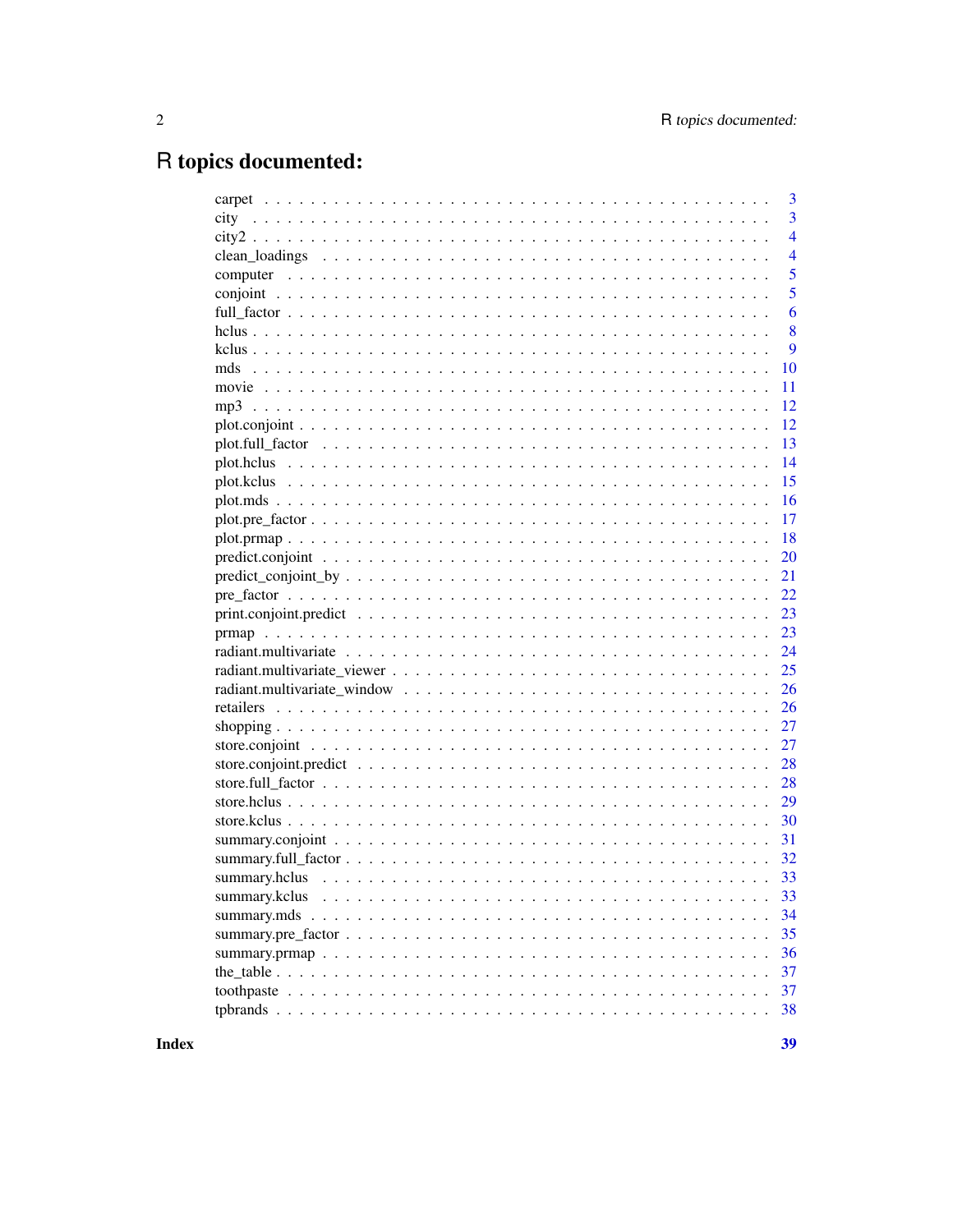# R topics documented:

| | |
|---|---|
| carpet | 3 |
| city | 3 |
| city2 | 4 |
| clean_loadings | 4 |
| computer | 5 |
| conjoint | 5 |
| full_factor | 6 |
| hclus | 8 |
| kclus | 9 |
| mds | 10 |
| movie | 11 |
| mp3 | 12 |
| plot.conjoint | 12 |
| plot.full_factor | 13 |
| plot.hclus | 14 |
| plot.kclus | 15 |
| plot.mds | 16 |
| plot.pre_factor | 17 |
| plot.prmap | 18 |
| predict.conjoint | 20 |
| predict_conjoint_by | 21 |
| pre_factor | 22 |
| print.conjoint.predict | 23 |
| prmap | 23 |
| radiant.multivariate | 24 |
| radiant.multivariate_viewer | 25 |
| radiant.multivariate_window | 26 |
| retailers | 26 |
| shopping | 27 |
| store.conjoint | 27 |
| store.conjoint.predict | 28 |
| store.full_factor | 28 |
| store.hclus | 29 |
| store.kclus | 30 |
| summary.conjoint | 31 |
| summary.full_factor | 32 |
| summary.hclus | 33 |
| summary.kclus | 33 |
| summary.mds | 34 |
| summary.pre_factor | 35 |
| summary.prmap | 36 |
| the_table | 37 |
| toothpaste | 37 |
| tpbrands | 38 |

**Index** **39**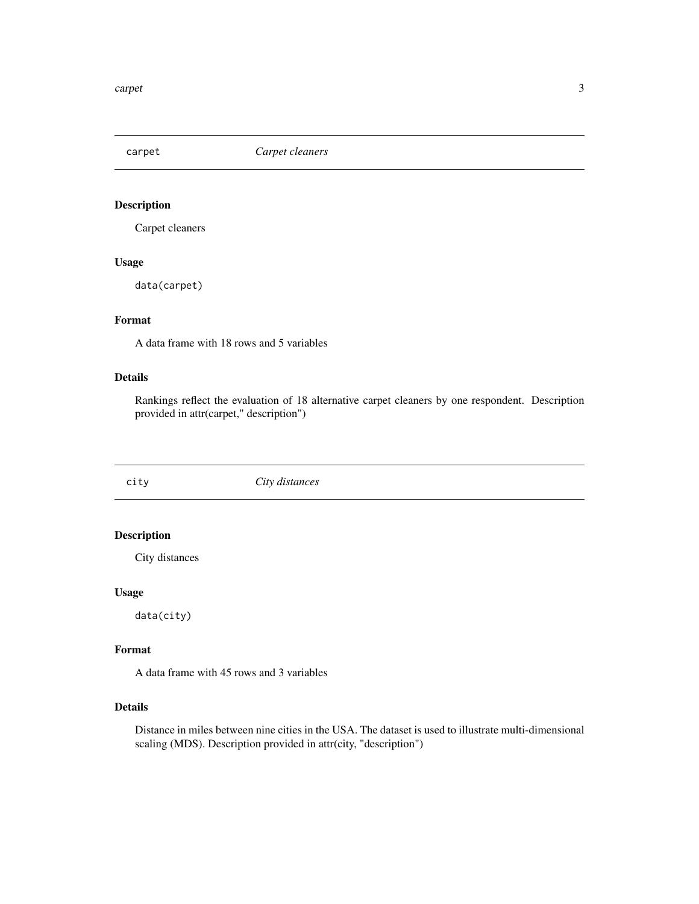## carpet — *Carpet cleaners*

### Description

Carpet cleaners

### Usage

```
data(carpet)
```

### Format

A data frame with 18 rows and 5 variables

### Details

Rankings reflect the evaluation of 18 alternative carpet cleaners by one respondent. Description provided in attr(carpet," description")

## city — *City distances*

### Description

City distances

### Usage

```
data(city)
```

### Format

A data frame with 45 rows and 3 variables

### Details

Distance in miles between nine cities in the USA. The dataset is used to illustrate multi-dimensional scaling (MDS). Description provided in attr(city, "description")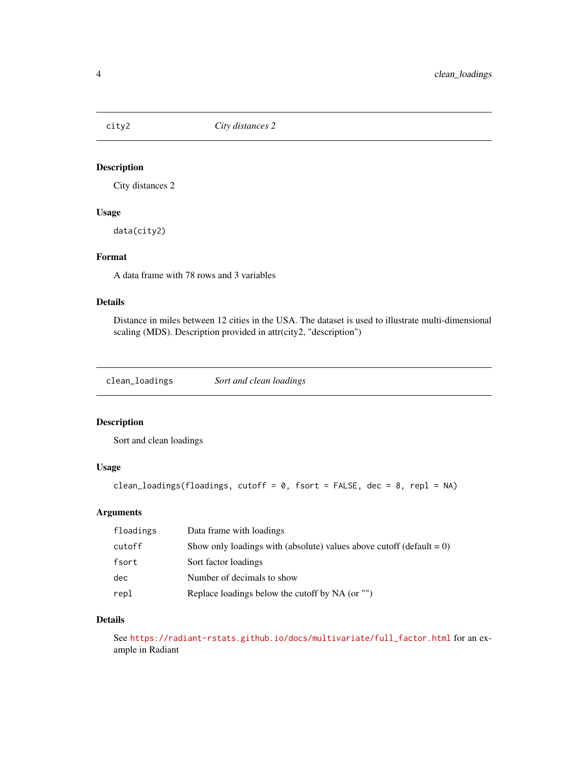## city2 — *City distances 2*

### Description

City distances 2

### Usage

```
data(city2)
```

### Format

A data frame with 78 rows and 3 variables

### Details

Distance in miles between 12 cities in the USA. The dataset is used to illustrate multi-dimensional scaling (MDS). Description provided in attr(city2, "description")

## clean_loadings — *Sort and clean loadings*

### Description

Sort and clean loadings

### Usage

```
clean_loadings(floadings, cutoff = 0, fsort = FALSE, dec = 8, repl = NA)
```

### Arguments

| | |
|---|---|
| floadings | Data frame with loadings |
| cutoff | Show only loadings with (absolute) values above cutoff (default = 0) |
| fsort | Sort factor loadings |
| dec | Number of decimals to show |
| repl | Replace loadings below the cutoff by NA (or "") |

### Details

See https://radiant-rstats.github.io/docs/multivariate/full_factor.html for an example in Radiant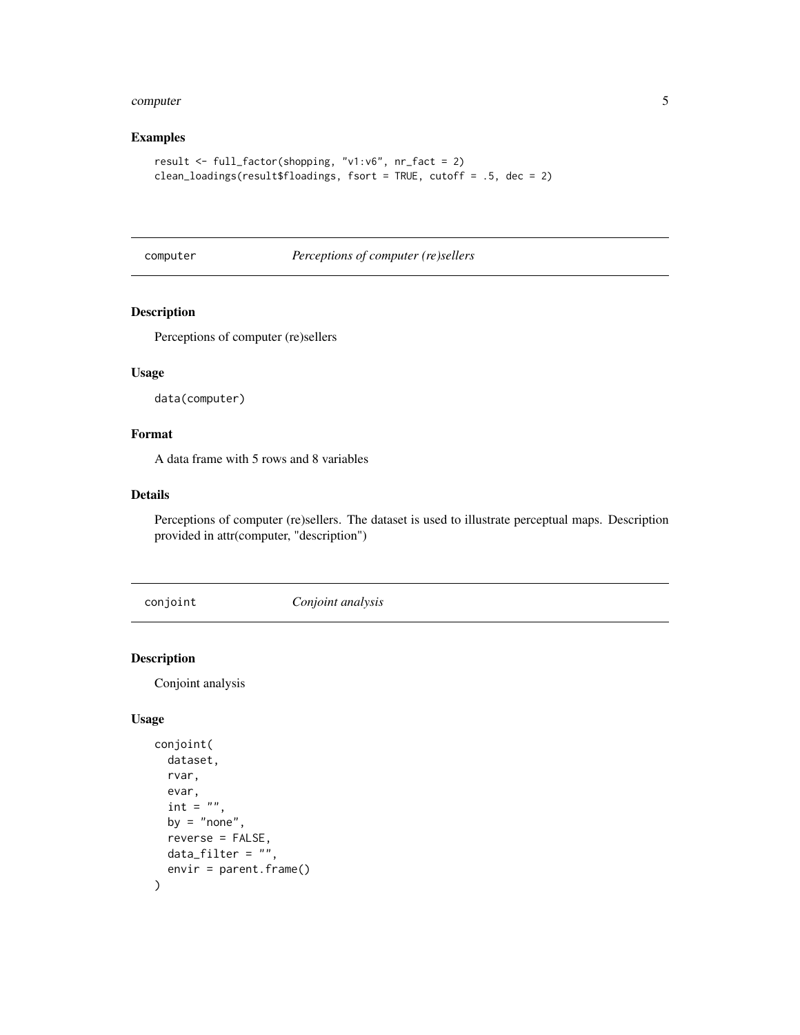## Examples

```
result <- full_factor(shopping, "v1:v6", nr_fact = 2)
clean_loadings(result$floadings, fsort = TRUE, cutoff = .5, dec = 2)
```

---

## computer *Perceptions of computer (re)sellers*

---

### Description

Perceptions of computer (re)sellers

### Usage

```
data(computer)
```

### Format

A data frame with 5 rows and 8 variables

### Details

Perceptions of computer (re)sellers. The dataset is used to illustrate perceptual maps. Description provided in attr(computer, "description")

---

## conjoint *Conjoint analysis*

---

### Description

Conjoint analysis

### Usage

```
conjoint(
  dataset,
  rvar,
  evar,
  int = "",
  by = "none",
  reverse = FALSE,
  data_filter = "",
  envir = parent.frame()
)
```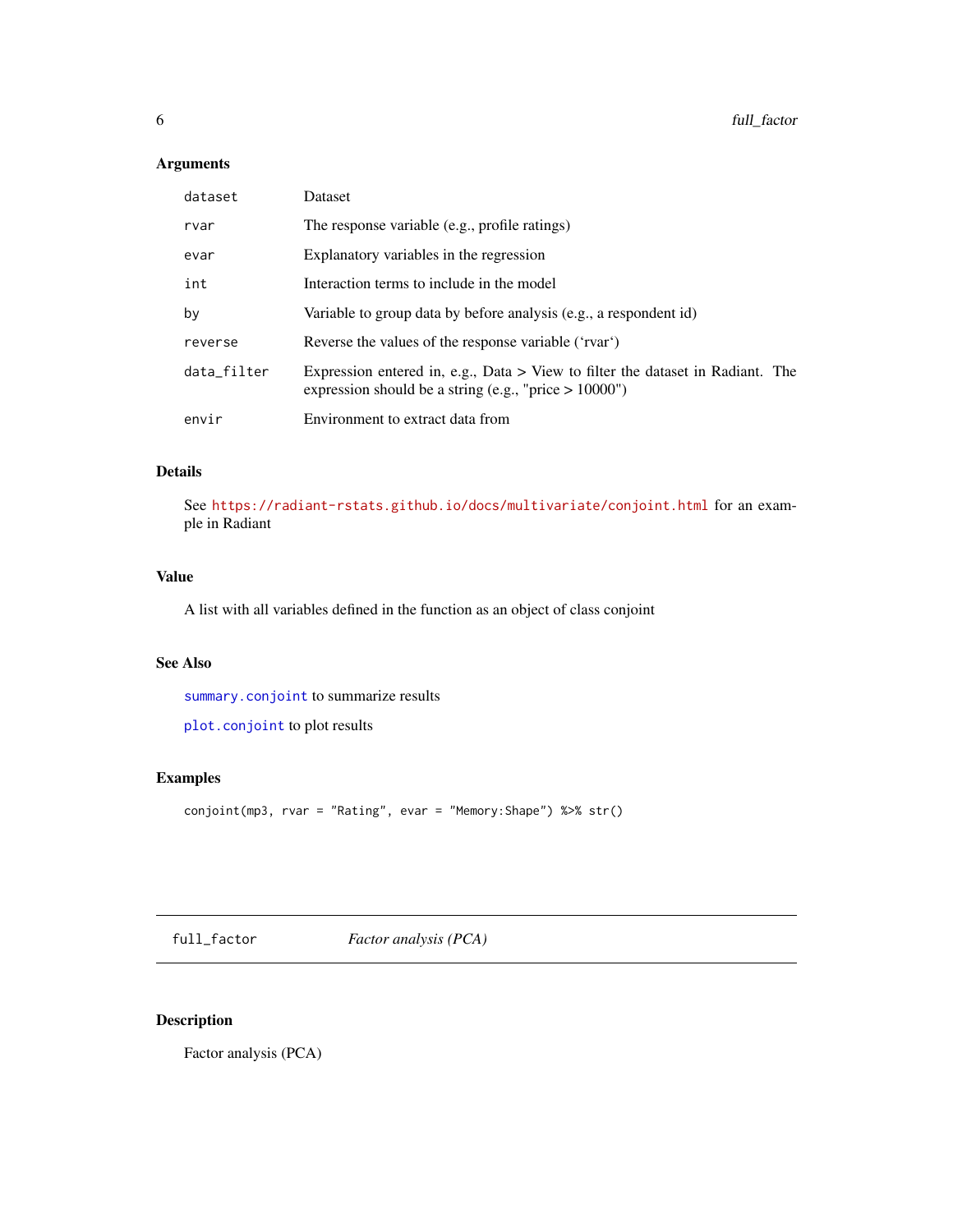### Arguments

| | |
|---|---|
| dataset | Dataset |
| rvar | The response variable (e.g., profile ratings) |
| evar | Explanatory variables in the regression |
| int | Interaction terms to include in the model |
| by | Variable to group data by before analysis (e.g., a respondent id) |
| reverse | Reverse the values of the response variable ('rvar') |
| data_filter | Expression entered in, e.g., Data > View to filter the dataset in Radiant. The expression should be a string (e.g., "price > 10000") |
| envir | Environment to extract data from |

### Details

See https://radiant-rstats.github.io/docs/multivariate/conjoint.html for an example in Radiant

### Value

A list with all variables defined in the function as an object of class conjoint

### See Also

summary.conjoint to summarize results

plot.conjoint to plot results

### Examples

```
conjoint(mp3, rvar = "Rating", evar = "Memory:Shape") %>% str()
```

---

## full_factor    *Factor analysis (PCA)*

---

### Description

Factor analysis (PCA)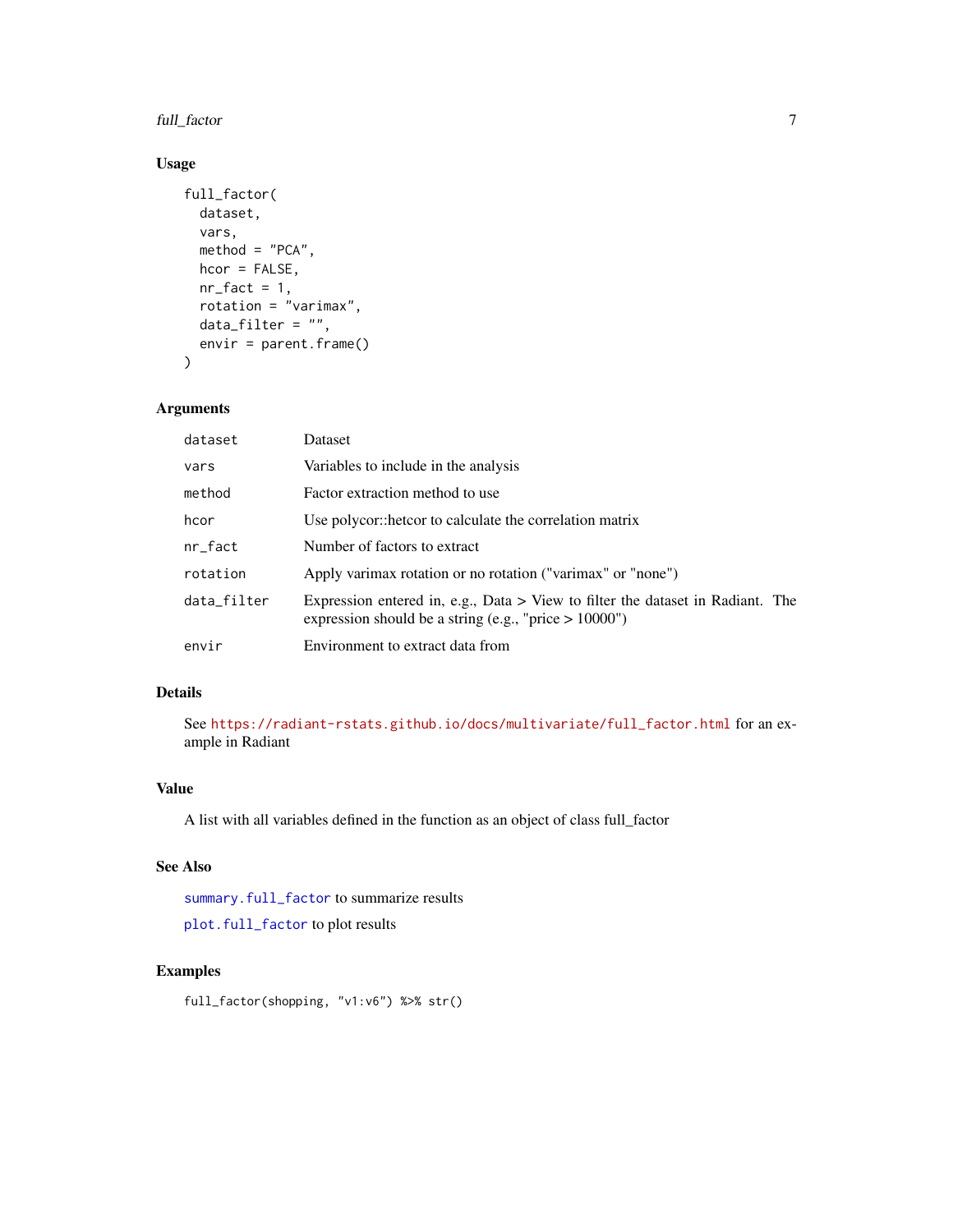### Usage

```
full_factor(
  dataset,
  vars,
  method = "PCA",
  hcor = FALSE,
  nr_fact = 1,
  rotation = "varimax",
  data_filter = "",
  envir = parent.frame()
)
```

### Arguments

| | |
|---|---|
| `dataset` | Dataset |
| `vars` | Variables to include in the analysis |
| `method` | Factor extraction method to use |
| `hcor` | Use polycor::hetcor to calculate the correlation matrix |
| `nr_fact` | Number of factors to extract |
| `rotation` | Apply varimax rotation or no rotation ("varimax" or "none") |
| `data_filter` | Expression entered in, e.g., Data > View to filter the dataset in Radiant. The expression should be a string (e.g., "price > 10000") |
| `envir` | Environment to extract data from |

### Details

See https://radiant-rstats.github.io/docs/multivariate/full_factor.html for an example in Radiant

### Value

A list with all variables defined in the function as an object of class full_factor

### See Also

`summary.full_factor` to summarize results

`plot.full_factor` to plot results

### Examples

```
full_factor(shopping, "v1:v6") %>% str()
```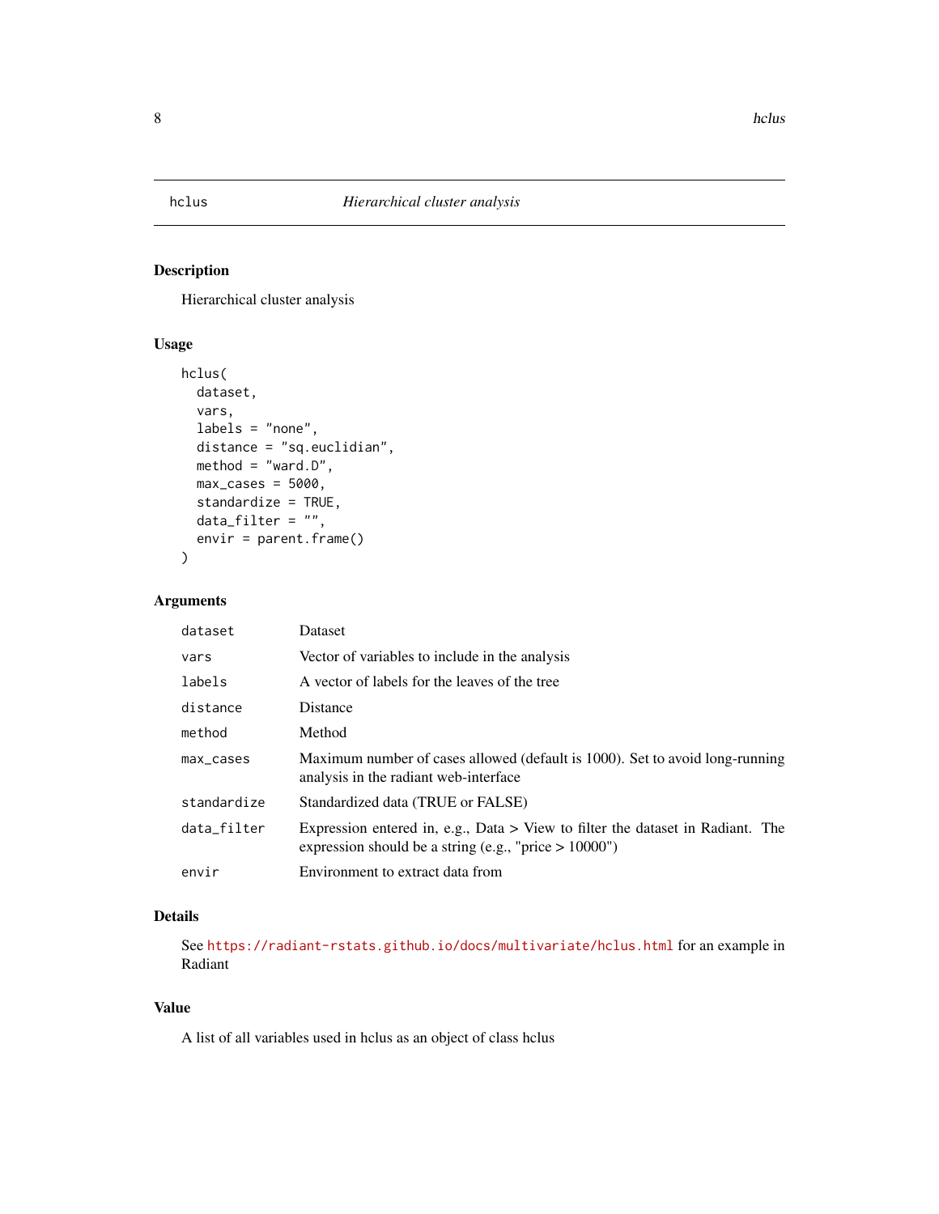# hclus — *Hierarchical cluster analysis*

## Description

Hierarchical cluster analysis

## Usage

```
hclus(
  dataset,
  vars,
  labels = "none",
  distance = "sq.euclidian",
  method = "ward.D",
  max_cases = 5000,
  standardize = TRUE,
  data_filter = "",
  envir = parent.frame()
)
```

## Arguments

| | |
|---|---|
| dataset | Dataset |
| vars | Vector of variables to include in the analysis |
| labels | A vector of labels for the leaves of the tree |
| distance | Distance |
| method | Method |
| max_cases | Maximum number of cases allowed (default is 1000). Set to avoid long-running analysis in the radiant web-interface |
| standardize | Standardized data (TRUE or FALSE) |
| data_filter | Expression entered in, e.g., Data > View to filter the dataset in Radiant. The expression should be a string (e.g., "price > 10000") |
| envir | Environment to extract data from |

## Details

See https://radiant-rstats.github.io/docs/multivariate/hclus.html for an example in Radiant

## Value

A list of all variables used in hclus as an object of class hclus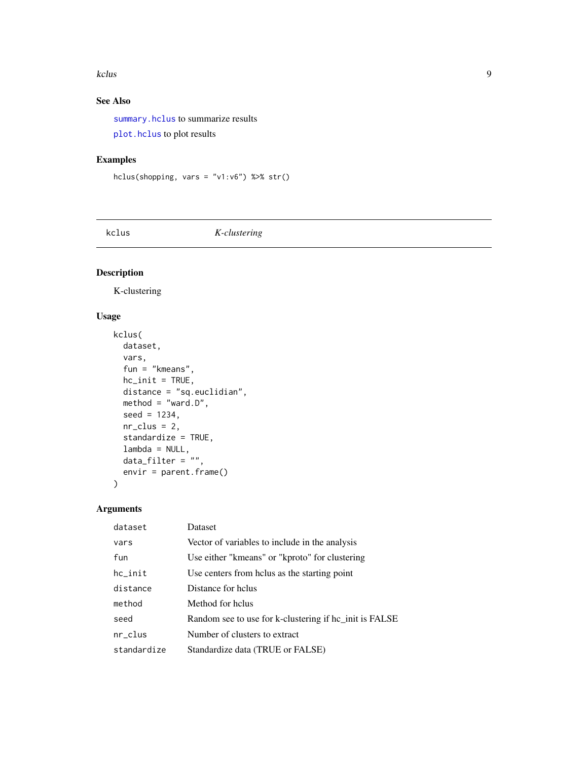## See Also

`summary.hclus` to summarize results

`plot.hclus` to plot results

## Examples

```
hclus(shopping, vars = "v1:v6") %>% str()
```

---

# kclus — *K-clustering*

---

## Description

K-clustering

## Usage

```
kclus(
  dataset,
  vars,
  fun = "kmeans",
  hc_init = TRUE,
  distance = "sq.euclidian",
  method = "ward.D",
  seed = 1234,
  nr_clus = 2,
  standardize = TRUE,
  lambda = NULL,
  data_filter = "",
  envir = parent.frame()
)
```

## Arguments

| | |
|---|---|
| `dataset` | Dataset |
| `vars` | Vector of variables to include in the analysis |
| `fun` | Use either "kmeans" or "kproto" for clustering |
| `hc_init` | Use centers from hclus as the starting point |
| `distance` | Distance for hclus |
| `method` | Method for hclus |
| `seed` | Random see to use for k-clustering if hc_init is FALSE |
| `nr_clus` | Number of clusters to extract |
| `standardize` | Standardize data (TRUE or FALSE) |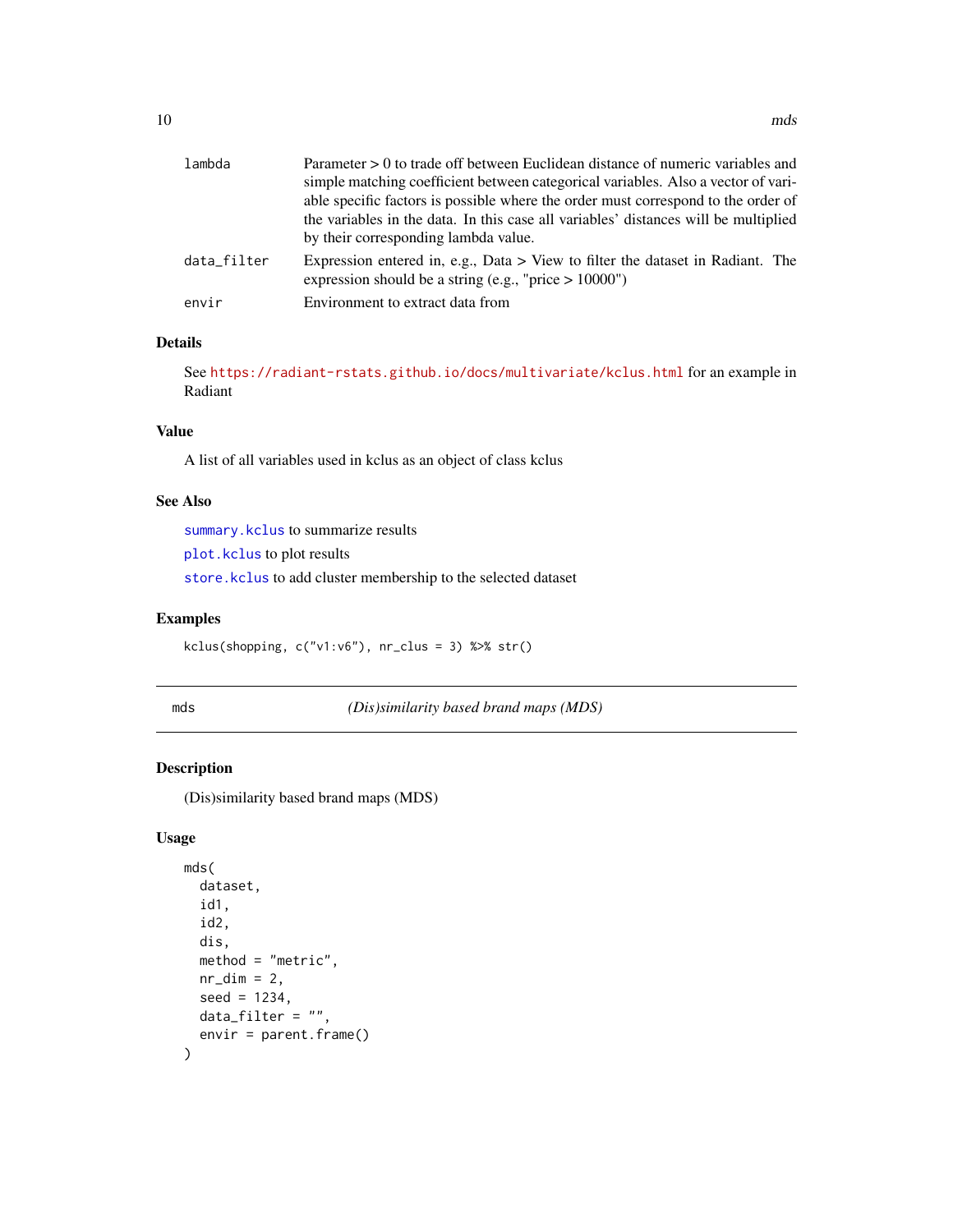| | |
|---|---|
| lambda | Parameter > 0 to trade off between Euclidean distance of numeric variables and simple matching coefficient between categorical variables. Also a vector of variable specific factors is possible where the order must correspond to the order of the variables in the data. In this case all variables' distances will be multiplied by their corresponding lambda value. |
| data_filter | Expression entered in, e.g., Data > View to filter the dataset in Radiant. The expression should be a string (e.g., "price > 10000") |
| envir | Environment to extract data from |

### Details

See https://radiant-rstats.github.io/docs/multivariate/kclus.html for an example in Radiant

### Value

A list of all variables used in kclus as an object of class kclus

### See Also

summary.kclus to summarize results

plot.kclus to plot results

store.kclus to add cluster membership to the selected dataset

### Examples

```
kclus(shopping, c("v1:v6"), nr_clus = 3) %>% str()
```

---

## mds — *(Dis)similarity based brand maps (MDS)*

### Description

(Dis)similarity based brand maps (MDS)

### Usage

```
mds(
  dataset,
  id1,
  id2,
  dis,
  method = "metric",
  nr_dim = 2,
  seed = 1234,
  data_filter = "",
  envir = parent.frame()
)
```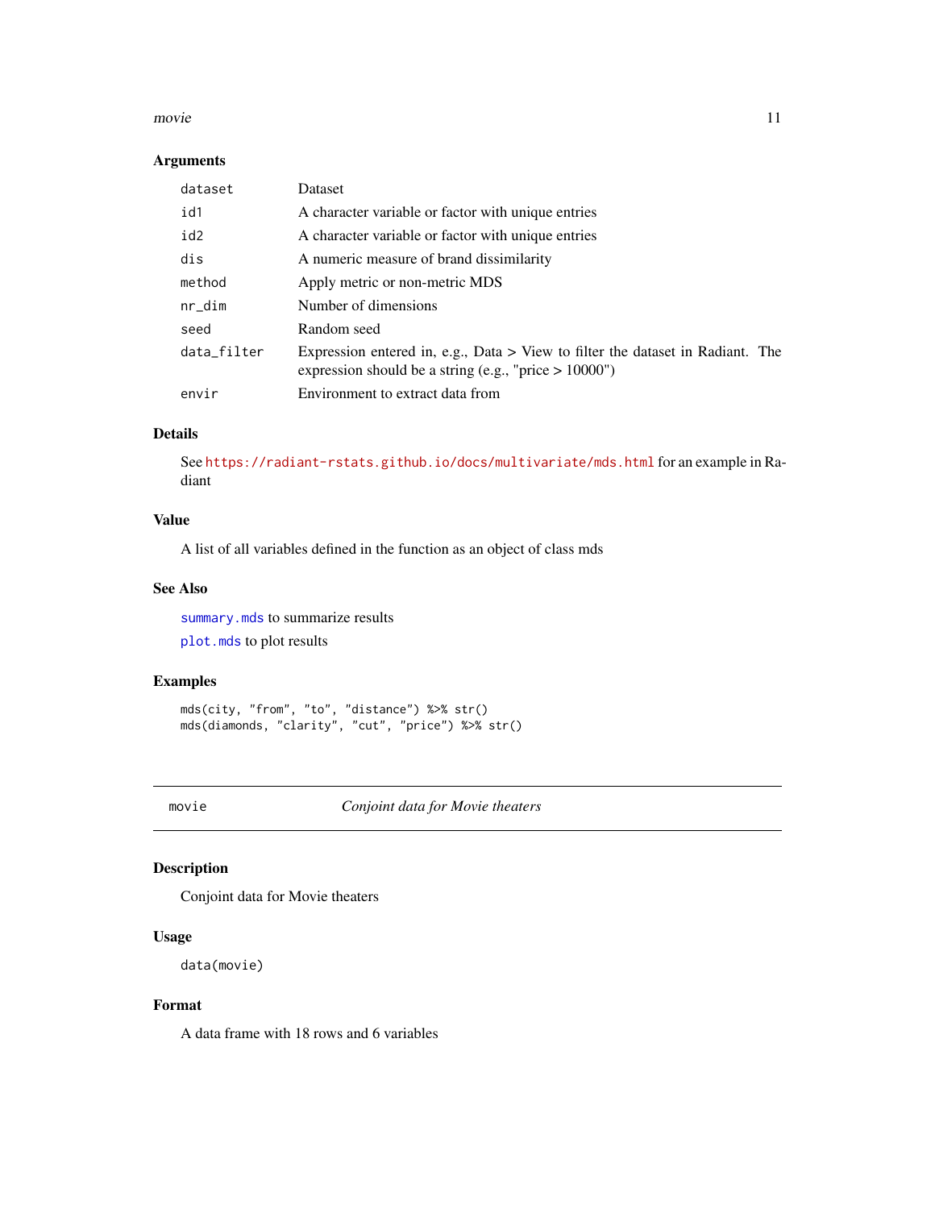### Arguments

| | |
|---|---|
| `dataset` | Dataset |
| `id1` | A character variable or factor with unique entries |
| `id2` | A character variable or factor with unique entries |
| `dis` | A numeric measure of brand dissimilarity |
| `method` | Apply metric or non-metric MDS |
| `nr_dim` | Number of dimensions |
| `seed` | Random seed |
| `data_filter` | Expression entered in, e.g., Data > View to filter the dataset in Radiant. The expression should be a string (e.g., "price > 10000") |
| `envir` | Environment to extract data from |

### Details

See https://radiant-rstats.github.io/docs/multivariate/mds.html for an example in Radiant

### Value

A list of all variables defined in the function as an object of class mds

### See Also

`summary.mds` to summarize results

`plot.mds` to plot results

### Examples

```
mds(city, "from", "to", "distance") %>% str()
mds(diamonds, "clarity", "cut", "price") %>% str()
```

---

## movie — *Conjoint data for Movie theaters*

### Description

Conjoint data for Movie theaters

### Usage

```
data(movie)
```

### Format

A data frame with 18 rows and 6 variables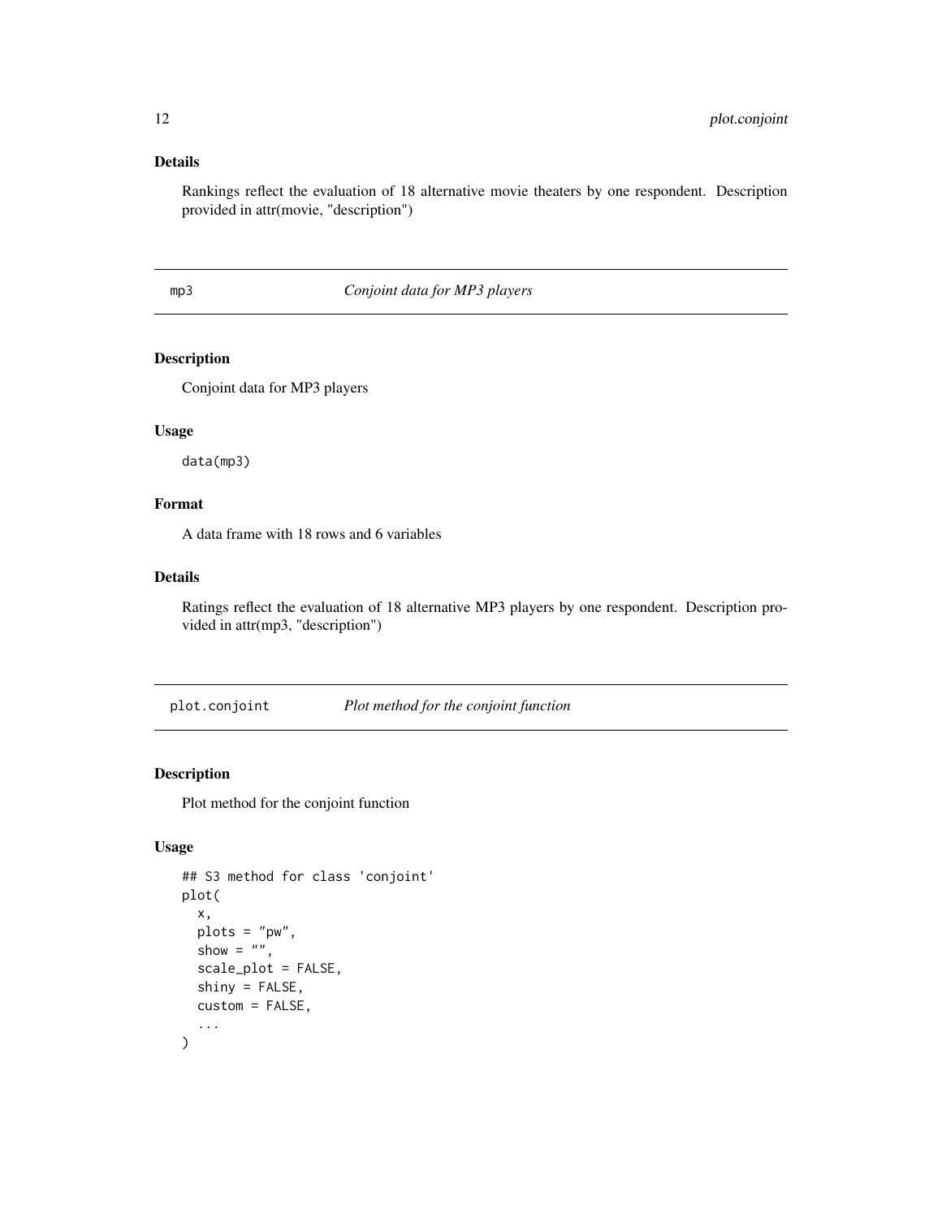### Details

Rankings reflect the evaluation of 18 alternative movie theaters by one respondent. Description provided in attr(movie, "description")

## mp3 — *Conjoint data for MP3 players*

### Description

Conjoint data for MP3 players

### Usage

```
data(mp3)
```

### Format

A data frame with 18 rows and 6 variables

### Details

Ratings reflect the evaluation of 18 alternative MP3 players by one respondent. Description provided in attr(mp3, "description")

## plot.conjoint — *Plot method for the conjoint function*

### Description

Plot method for the conjoint function

### Usage

```
## S3 method for class 'conjoint'
plot(
  x,
  plots = "pw",
  show = "",
  scale_plot = FALSE,
  shiny = FALSE,
  custom = FALSE,
  ...
)
```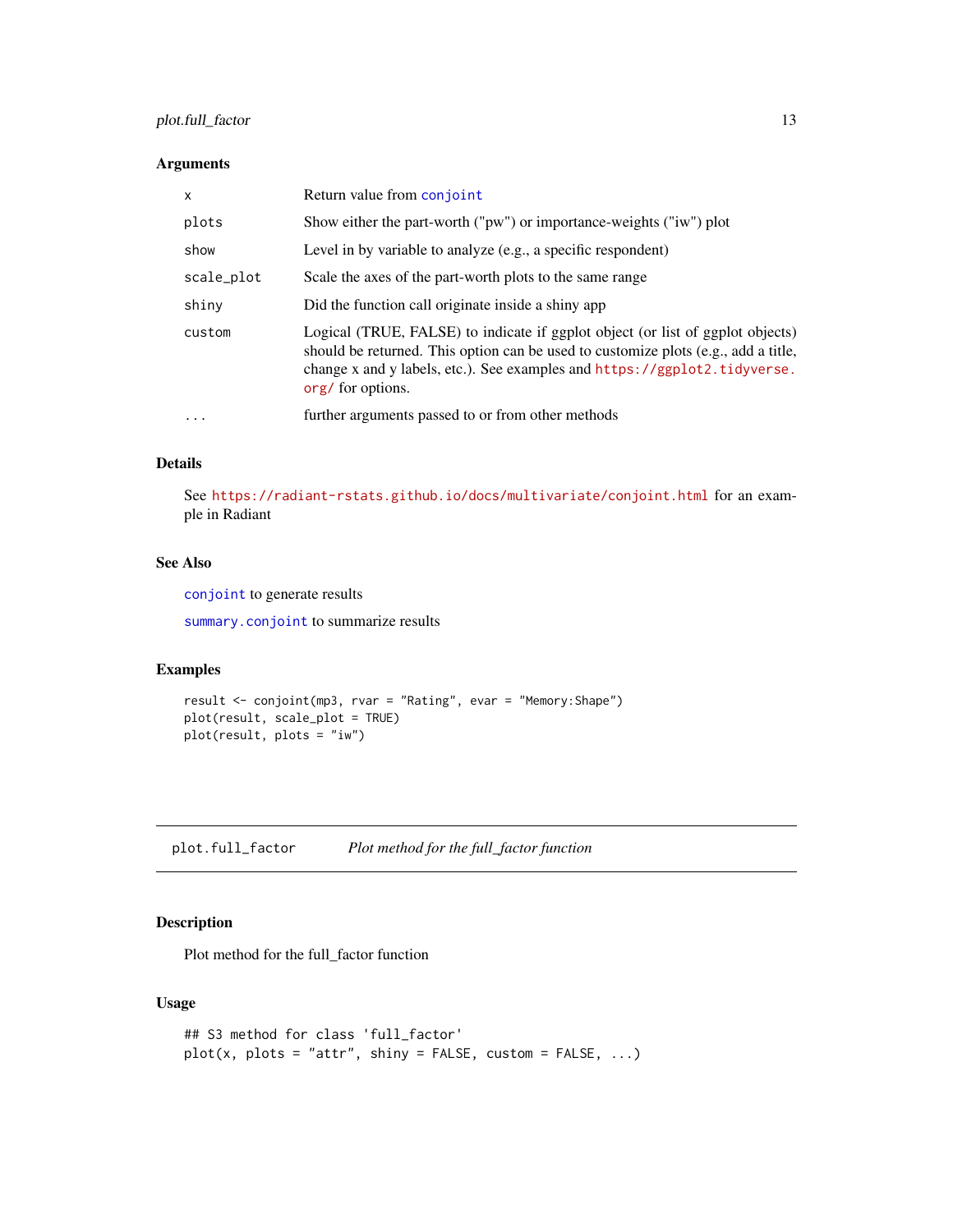### Arguments

| | |
|---|---|
| x | Return value from conjoint |
| plots | Show either the part-worth ("pw") or importance-weights ("iw") plot |
| show | Level in by variable to analyze (e.g., a specific respondent) |
| scale_plot | Scale the axes of the part-worth plots to the same range |
| shiny | Did the function call originate inside a shiny app |
| custom | Logical (TRUE, FALSE) to indicate if ggplot object (or list of ggplot objects) should be returned. This option can be used to customize plots (e.g., add a title, change x and y labels, etc.). See examples and https://ggplot2.tidyverse.org/ for options. |
| ... | further arguments passed to or from other methods |

### Details

See https://radiant-rstats.github.io/docs/multivariate/conjoint.html for an example in Radiant

### See Also

conjoint to generate results

summary.conjoint to summarize results

### Examples

```
result <- conjoint(mp3, rvar = "Rating", evar = "Memory:Shape")
plot(result, scale_plot = TRUE)
plot(result, plots = "iw")
```

---

## plot.full_factor    *Plot method for the full_factor function*

---

### Description

Plot method for the full_factor function

### Usage

```
## S3 method for class 'full_factor'
plot(x, plots = "attr", shiny = FALSE, custom = FALSE, ...)
```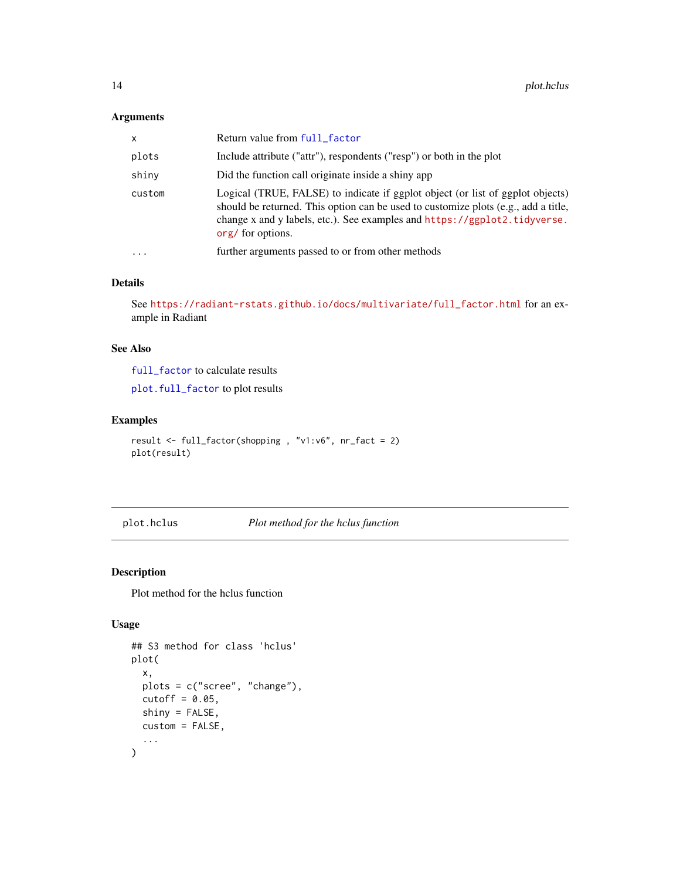### Arguments

| | |
|---|---|
| x | Return value from full_factor |
| plots | Include attribute ("attr"), respondents ("resp") or both in the plot |
| shiny | Did the function call originate inside a shiny app |
| custom | Logical (TRUE, FALSE) to indicate if ggplot object (or list of ggplot objects) should be returned. This option can be used to customize plots (e.g., add a title, change x and y labels, etc.). See examples and https://ggplot2.tidyverse.org/ for options. |
| ... | further arguments passed to or from other methods |

### Details

See https://radiant-rstats.github.io/docs/multivariate/full_factor.html for an example in Radiant

### See Also

full_factor to calculate results

plot.full_factor to plot results

### Examples

```
result <- full_factor(shopping , "v1:v6", nr_fact = 2)
plot(result)
```

---

## plot.hclus *Plot method for the hclus function*

### Description

Plot method for the hclus function

### Usage

```
## S3 method for class 'hclus'
plot(
  x,
  plots = c("scree", "change"),
  cutoff = 0.05,
  shiny = FALSE,
  custom = FALSE,
  ...
)
```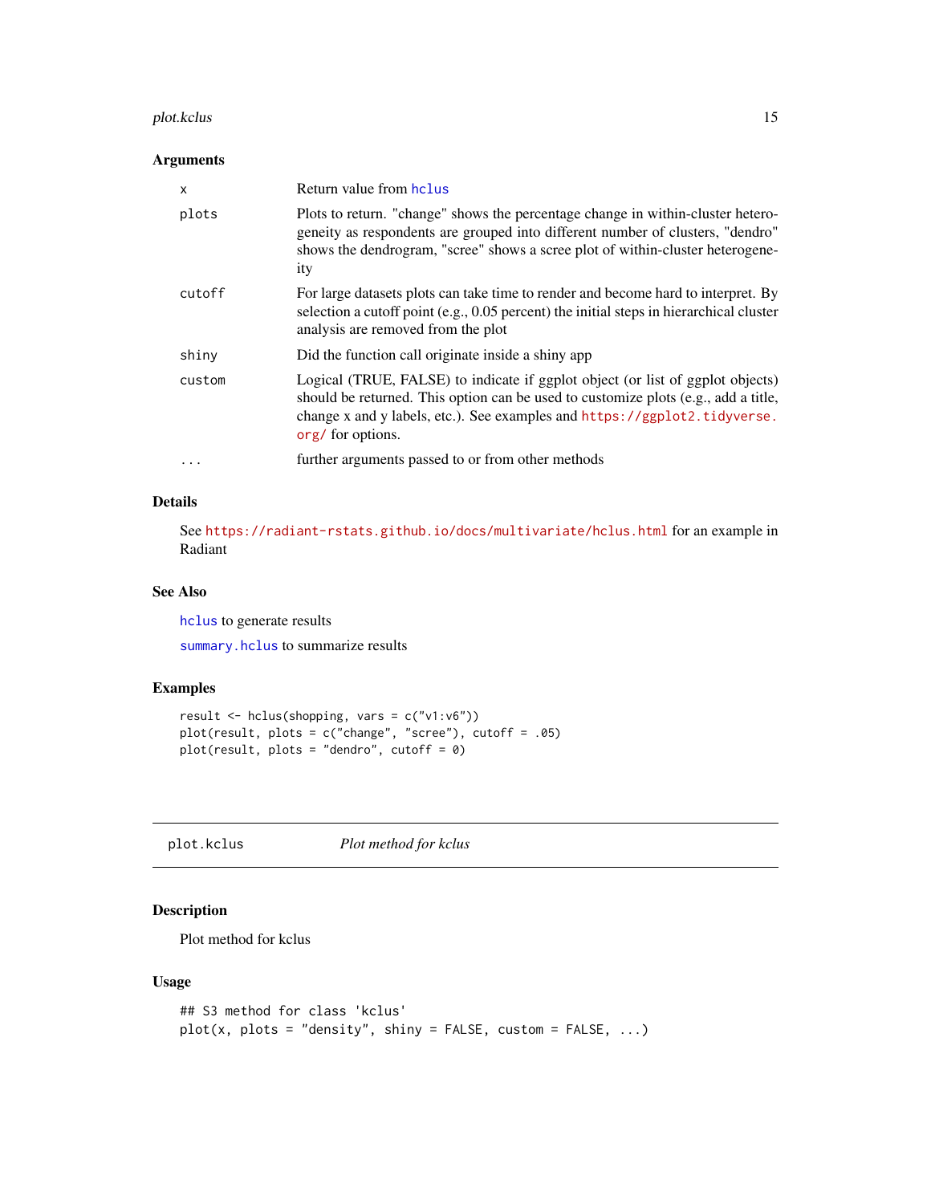### Arguments

| | |
|---|---|
| x | Return value from hclus |
| plots | Plots to return. "change" shows the percentage change in within-cluster heterogeneity as respondents are grouped into different number of clusters, "dendro" shows the dendrogram, "scree" shows a scree plot of within-cluster heterogeneity |
| cutoff | For large datasets plots can take time to render and become hard to interpret. By selection a cutoff point (e.g., 0.05 percent) the initial steps in hierarchical cluster analysis are removed from the plot |
| shiny | Did the function call originate inside a shiny app |
| custom | Logical (TRUE, FALSE) to indicate if ggplot object (or list of ggplot objects) should be returned. This option can be used to customize plots (e.g., add a title, change x and y labels, etc.). See examples and https://ggplot2.tidyverse.org/ for options. |
| ... | further arguments passed to or from other methods |

### Details

See https://radiant-rstats.github.io/docs/multivariate/hclus.html for an example in Radiant

### See Also

hclus to generate results

summary.hclus to summarize results

### Examples

```
result <- hclus(shopping, vars = c("v1:v6"))
plot(result, plots = c("change", "scree"), cutoff = .05)
plot(result, plots = "dendro", cutoff = 0)
```

---

## plot.kclus    *Plot method for kclus*

### Description

Plot method for kclus

### Usage

```
## S3 method for class 'kclus'
plot(x, plots = "density", shiny = FALSE, custom = FALSE, ...)
```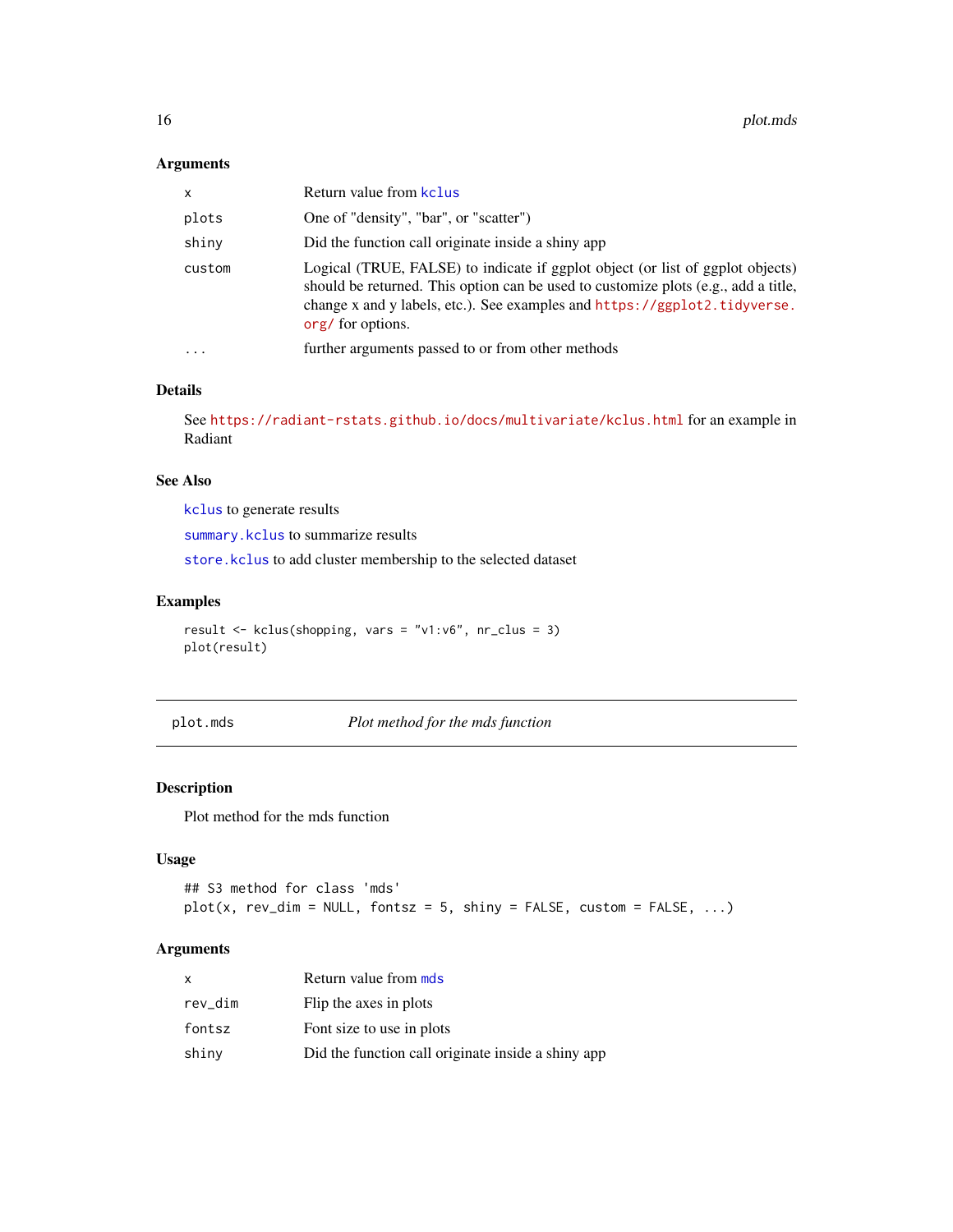### Arguments

| | |
|---|---|
| x | Return value from kclus |
| plots | One of "density", "bar", or "scatter") |
| shiny | Did the function call originate inside a shiny app |
| custom | Logical (TRUE, FALSE) to indicate if ggplot object (or list of ggplot objects) should be returned. This option can be used to customize plots (e.g., add a title, change x and y labels, etc.). See examples and https://ggplot2.tidyverse.org/ for options. |
| ... | further arguments passed to or from other methods |

### Details

See https://radiant-rstats.github.io/docs/multivariate/kclus.html for an example in Radiant

### See Also

kclus to generate results

summary.kclus to summarize results

store.kclus to add cluster membership to the selected dataset

### Examples

```
result <- kclus(shopping, vars = "v1:v6", nr_clus = 3)
plot(result)
```

---

## plot.mds — *Plot method for the mds function*

### Description

Plot method for the mds function

### Usage

```
## S3 method for class 'mds'
plot(x, rev_dim = NULL, fontsz = 5, shiny = FALSE, custom = FALSE, ...)
```

### Arguments

| | |
|---|---|
| x | Return value from mds |
| rev_dim | Flip the axes in plots |
| fontsz | Font size to use in plots |
| shiny | Did the function call originate inside a shiny app |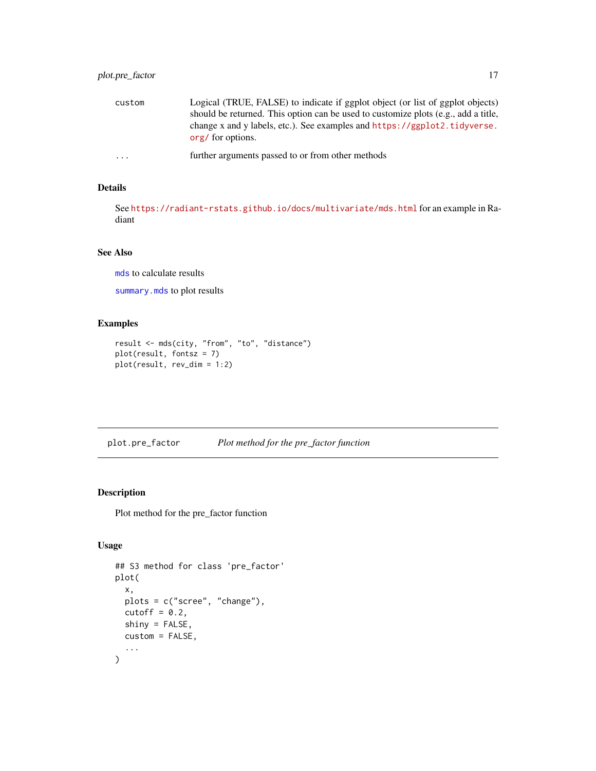| | |
|---|---|
| custom | Logical (TRUE, FALSE) to indicate if ggplot object (or list of ggplot objects) should be returned. This option can be used to customize plots (e.g., add a title, change x and y labels, etc.). See examples and https://ggplot2.tidyverse.org/ for options. |
| ... | further arguments passed to or from other methods |

### Details

See https://radiant-rstats.github.io/docs/multivariate/mds.html for an example in Radiant

### See Also

`mds` to calculate results

`summary.mds` to plot results

### Examples

```
result <- mds(city, "from", "to", "distance")
plot(result, fontsz = 7)
plot(result, rev_dim = 1:2)
```

---

## plot.pre_factor    *Plot method for the pre_factor function*

### Description

Plot method for the pre_factor function

### Usage

```
## S3 method for class 'pre_factor'
plot(
  x,
  plots = c("scree", "change"),
  cutoff = 0.2,
  shiny = FALSE,
  custom = FALSE,
  ...
)
```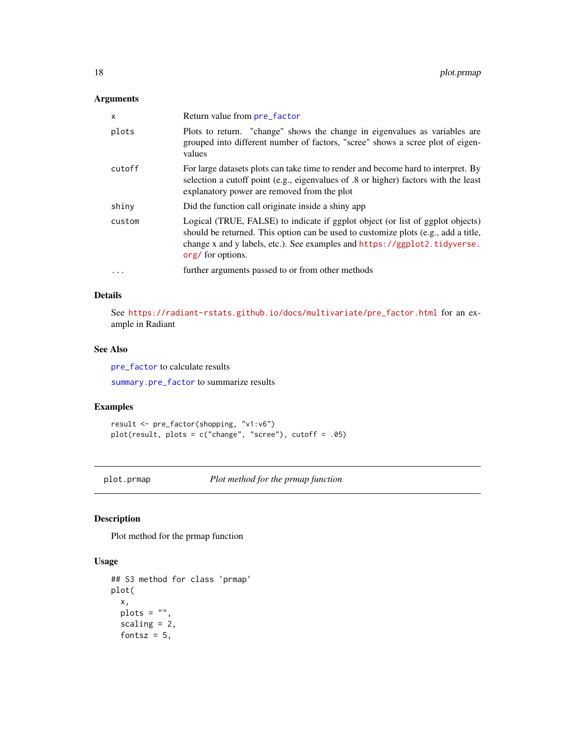### Arguments

| | |
|---|---|
| x | Return value from pre_factor |
| plots | Plots to return. "change" shows the change in eigenvalues as variables are grouped into different number of factors, "scree" shows a scree plot of eigenvalues |
| cutoff | For large datasets plots can take time to render and become hard to interpret. By selection a cutoff point (e.g., eigenvalues of .8 or higher) factors with the least explanatory power are removed from the plot |
| shiny | Did the function call originate inside a shiny app |
| custom | Logical (TRUE, FALSE) to indicate if ggplot object (or list of ggplot objects) should be returned. This option can be used to customize plots (e.g., add a title, change x and y labels, etc.). See examples and https://ggplot2.tidyverse.org/ for options. |
| ... | further arguments passed to or from other methods |

### Details

See https://radiant-rstats.github.io/docs/multivariate/pre_factor.html for an example in Radiant

### See Also

pre_factor to calculate results

summary.pre_factor to summarize results

### Examples

```
result <- pre_factor(shopping, "v1:v6")
plot(result, plots = c("change", "scree"), cutoff = .05)
```

---

## plot.prmap *Plot method for the prmap function*

### Description

Plot method for the prmap function

### Usage

```
## S3 method for class 'prmap'
plot(
  x,
  plots = "",
  scaling = 2,
  fontsz = 5,
```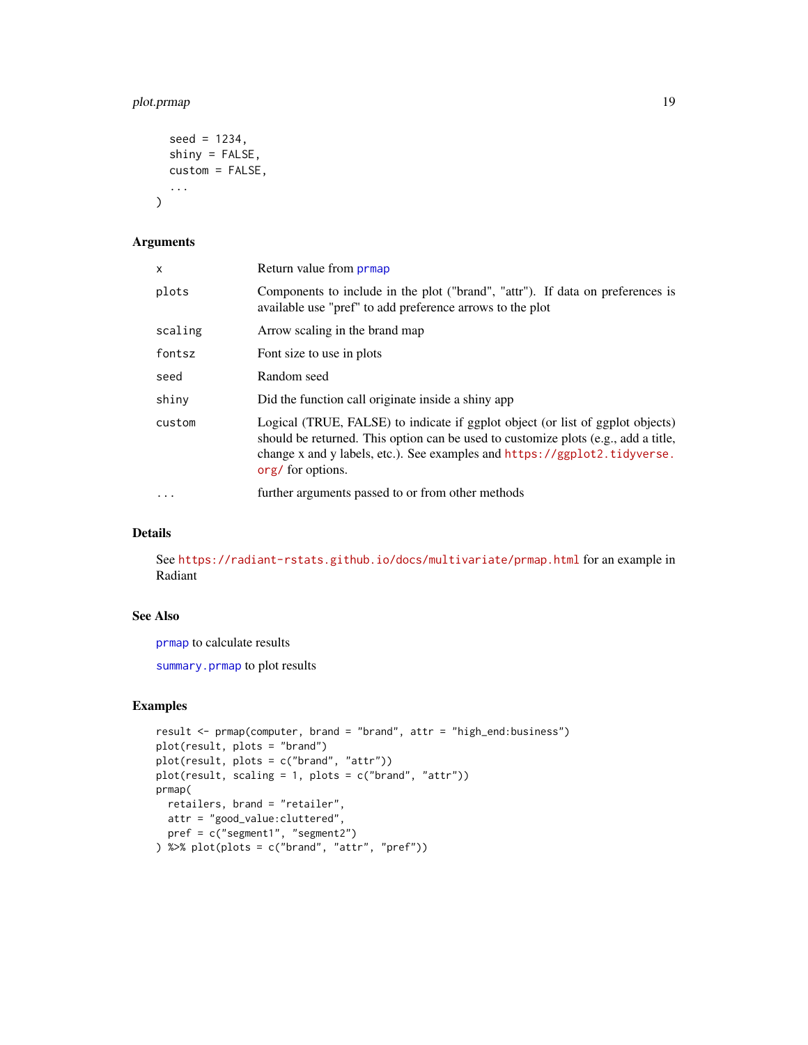```
  seed = 1234,
  shiny = FALSE,
  custom = FALSE,
  ...
)
```

## Arguments

| | |
|---|---|
| x | Return value from prmap |
| plots | Components to include in the plot ("brand", "attr"). If data on preferences is available use "pref" to add preference arrows to the plot |
| scaling | Arrow scaling in the brand map |
| fontsz | Font size to use in plots |
| seed | Random seed |
| shiny | Did the function call originate inside a shiny app |
| custom | Logical (TRUE, FALSE) to indicate if ggplot object (or list of ggplot objects) should be returned. This option can be used to customize plots (e.g., add a title, change x and y labels, etc.). See examples and https://ggplot2.tidyverse.org/ for options. |
| ... | further arguments passed to or from other methods |

## Details

See https://radiant-rstats.github.io/docs/multivariate/prmap.html for an example in Radiant

## See Also

prmap to calculate results

summary.prmap to plot results

## Examples

```
result <- prmap(computer, brand = "brand", attr = "high_end:business")
plot(result, plots = "brand")
plot(result, plots = c("brand", "attr"))
plot(result, scaling = 1, plots = c("brand", "attr"))
prmap(
  retailers, brand = "retailer",
  attr = "good_value:cluttered",
  pref = c("segment1", "segment2")
) %>% plot(plots = c("brand", "attr", "pref"))
```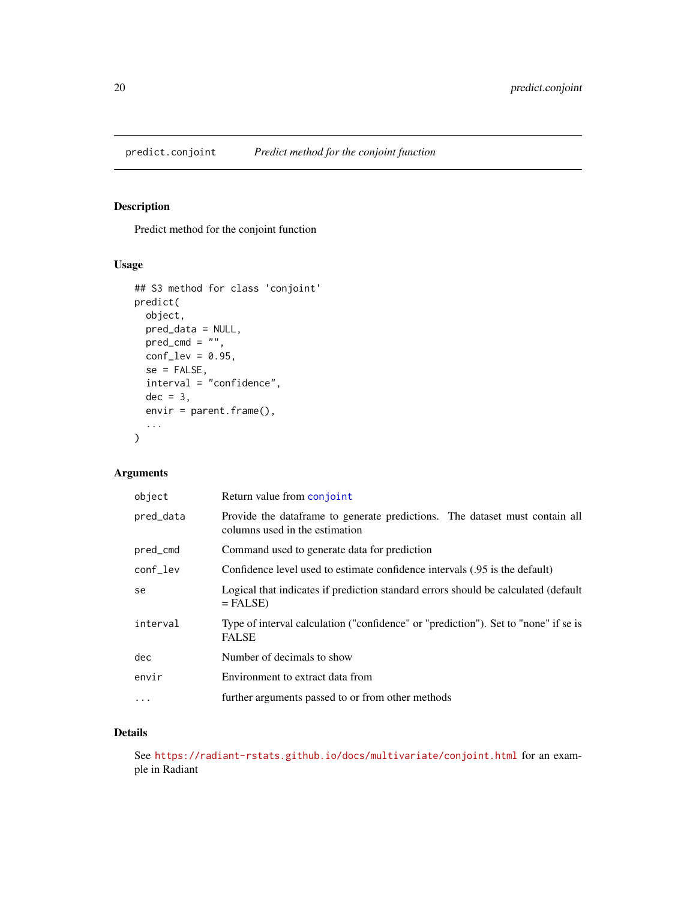## predict.conjoint — *Predict method for the conjoint function*

### Description

Predict method for the conjoint function

### Usage

```
## S3 method for class 'conjoint'
predict(
  object,
  pred_data = NULL,
  pred_cmd = "",
  conf_lev = 0.95,
  se = FALSE,
  interval = "confidence",
  dec = 3,
  envir = parent.frame(),
  ...
)
```

### Arguments

| | |
|---|---|
| `object` | Return value from `conjoint` |
| `pred_data` | Provide the dataframe to generate predictions. The dataset must contain all columns used in the estimation |
| `pred_cmd` | Command used to generate data for prediction |
| `conf_lev` | Confidence level used to estimate confidence intervals (.95 is the default) |
| `se` | Logical that indicates if prediction standard errors should be calculated (default = FALSE) |
| `interval` | Type of interval calculation ("confidence" or "prediction"). Set to "none" if se is FALSE |
| `dec` | Number of decimals to show |
| `envir` | Environment to extract data from |
| `...` | further arguments passed to or from other methods |

### Details

See https://radiant-rstats.github.io/docs/multivariate/conjoint.html for an example in Radiant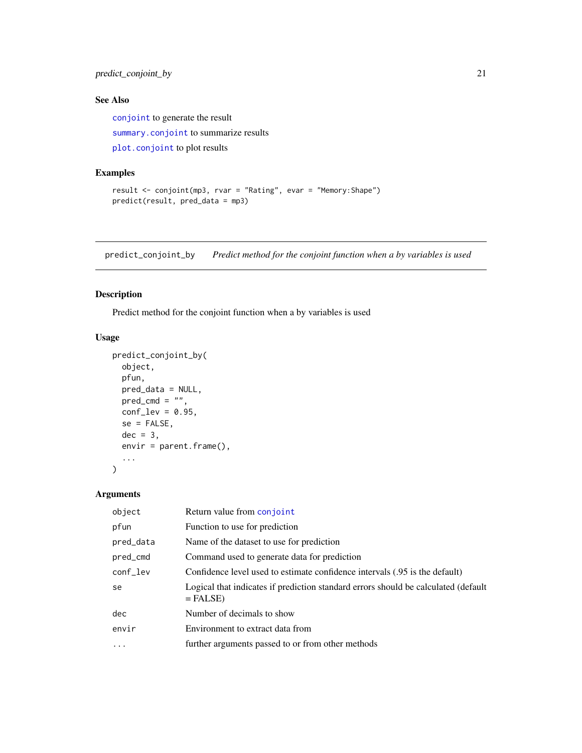### See Also

`conjoint` to generate the result

`summary.conjoint` to summarize results

`plot.conjoint` to plot results

### Examples

```
result <- conjoint(mp3, rvar = "Rating", evar = "Memory:Shape")
predict(result, pred_data = mp3)
```

---

## predict_conjoint_by — *Predict method for the conjoint function when a by variables is used*

---

### Description

Predict method for the conjoint function when a by variables is used

### Usage

```
predict_conjoint_by(
  object,
  pfun,
  pred_data = NULL,
  pred_cmd = "",
  conf_lev = 0.95,
  se = FALSE,
  dec = 3,
  envir = parent.frame(),
  ...
)
```

### Arguments

| | |
|---|---|
| `object` | Return value from `conjoint` |
| `pfun` | Function to use for prediction |
| `pred_data` | Name of the dataset to use for prediction |
| `pred_cmd` | Command used to generate data for prediction |
| `conf_lev` | Confidence level used to estimate confidence intervals (.95 is the default) |
| `se` | Logical that indicates if prediction standard errors should be calculated (default = FALSE) |
| `dec` | Number of decimals to show |
| `envir` | Environment to extract data from |
| `...` | further arguments passed to or from other methods |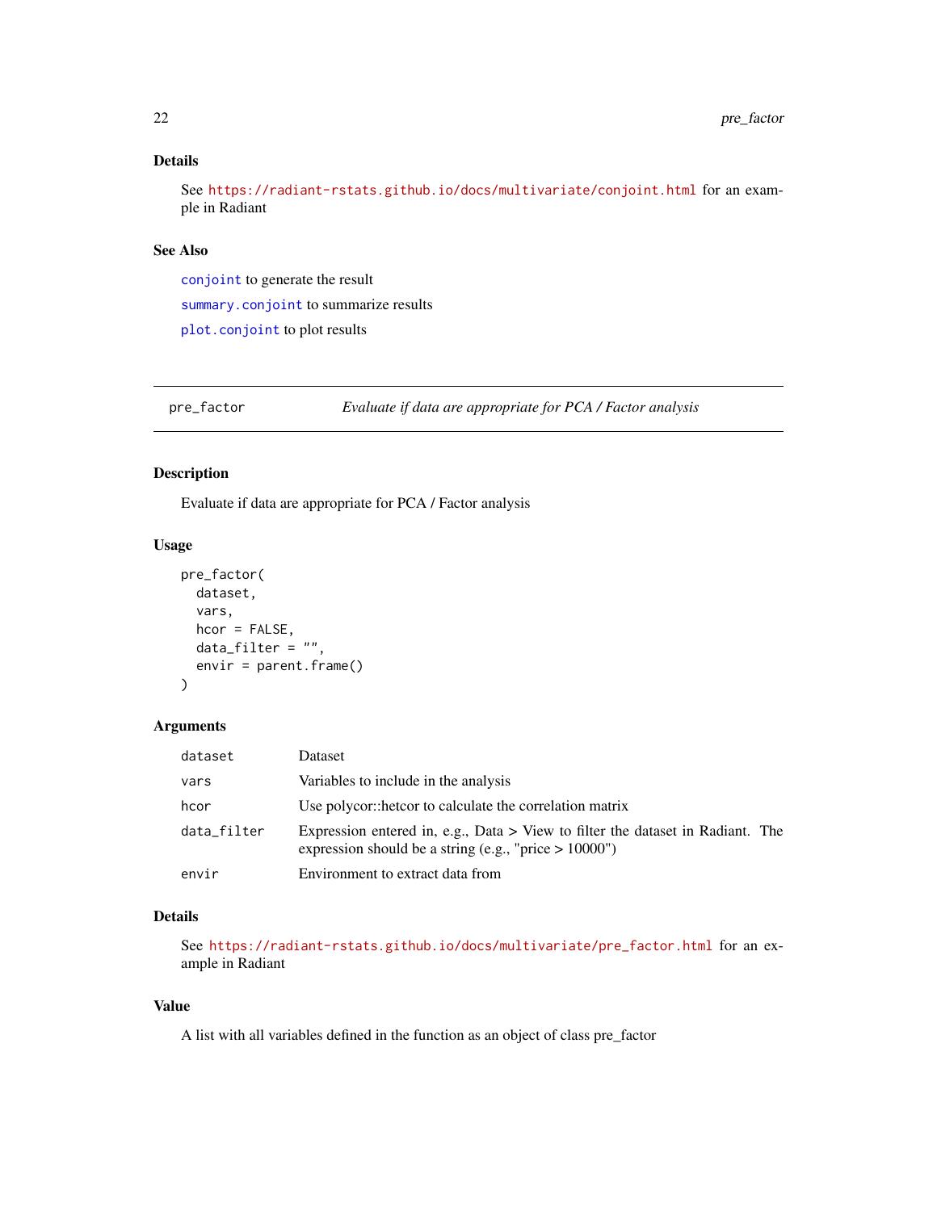### Details

See https://radiant-rstats.github.io/docs/multivariate/conjoint.html for an example in Radiant

### See Also

conjoint to generate the result

summary.conjoint to summarize results

plot.conjoint to plot results

---

## pre_factor — *Evaluate if data are appropriate for PCA / Factor analysis*

---

### Description

Evaluate if data are appropriate for PCA / Factor analysis

### Usage

```
pre_factor(
  dataset,
  vars,
  hcor = FALSE,
  data_filter = "",
  envir = parent.frame()
)
```

### Arguments

| | |
|---|---|
| dataset | Dataset |
| vars | Variables to include in the analysis |
| hcor | Use polycor::hetcor to calculate the correlation matrix |
| data_filter | Expression entered in, e.g., Data > View to filter the dataset in Radiant. The expression should be a string (e.g., "price > 10000") |
| envir | Environment to extract data from |

### Details

See https://radiant-rstats.github.io/docs/multivariate/pre_factor.html for an example in Radiant

### Value

A list with all variables defined in the function as an object of class pre_factor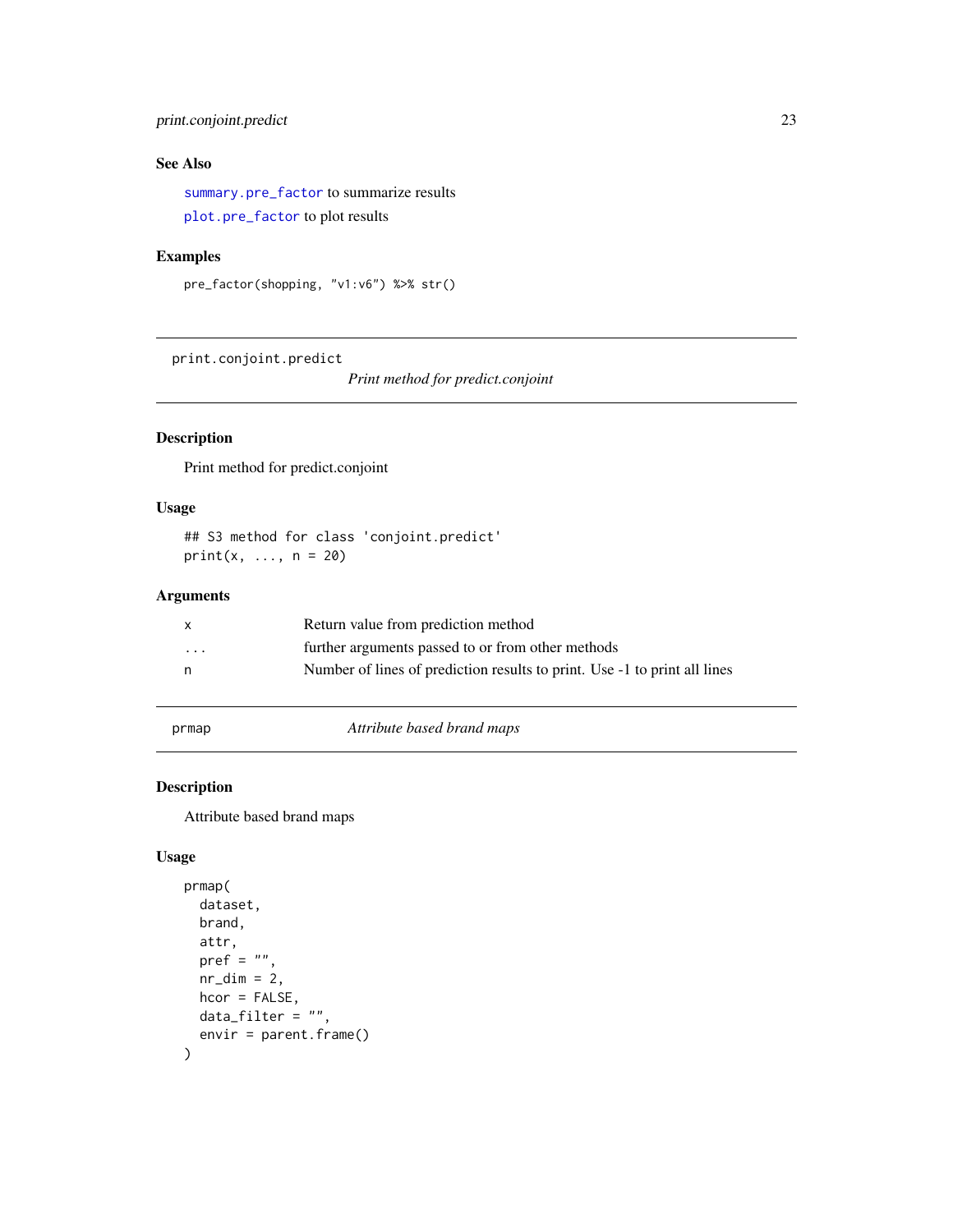## See Also

`summary.pre_factor` to summarize results

`plot.pre_factor` to plot results

## Examples

```
pre_factor(shopping, "v1:v6") %>% str()
```

---

`print.conjoint.predict` — *Print method for predict.conjoint*

---

## Description

Print method for predict.conjoint

## Usage

```
## S3 method for class 'conjoint.predict'
print(x, ..., n = 20)
```

## Arguments

| | |
|---|---|
| x | Return value from prediction method |
| ... | further arguments passed to or from other methods |
| n | Number of lines of prediction results to print. Use -1 to print all lines |

---

`prmap` — *Attribute based brand maps*

---

## Description

Attribute based brand maps

## Usage

```
prmap(
  dataset,
  brand,
  attr,
  pref = "",
  nr_dim = 2,
  hcor = FALSE,
  data_filter = "",
  envir = parent.frame()
)
```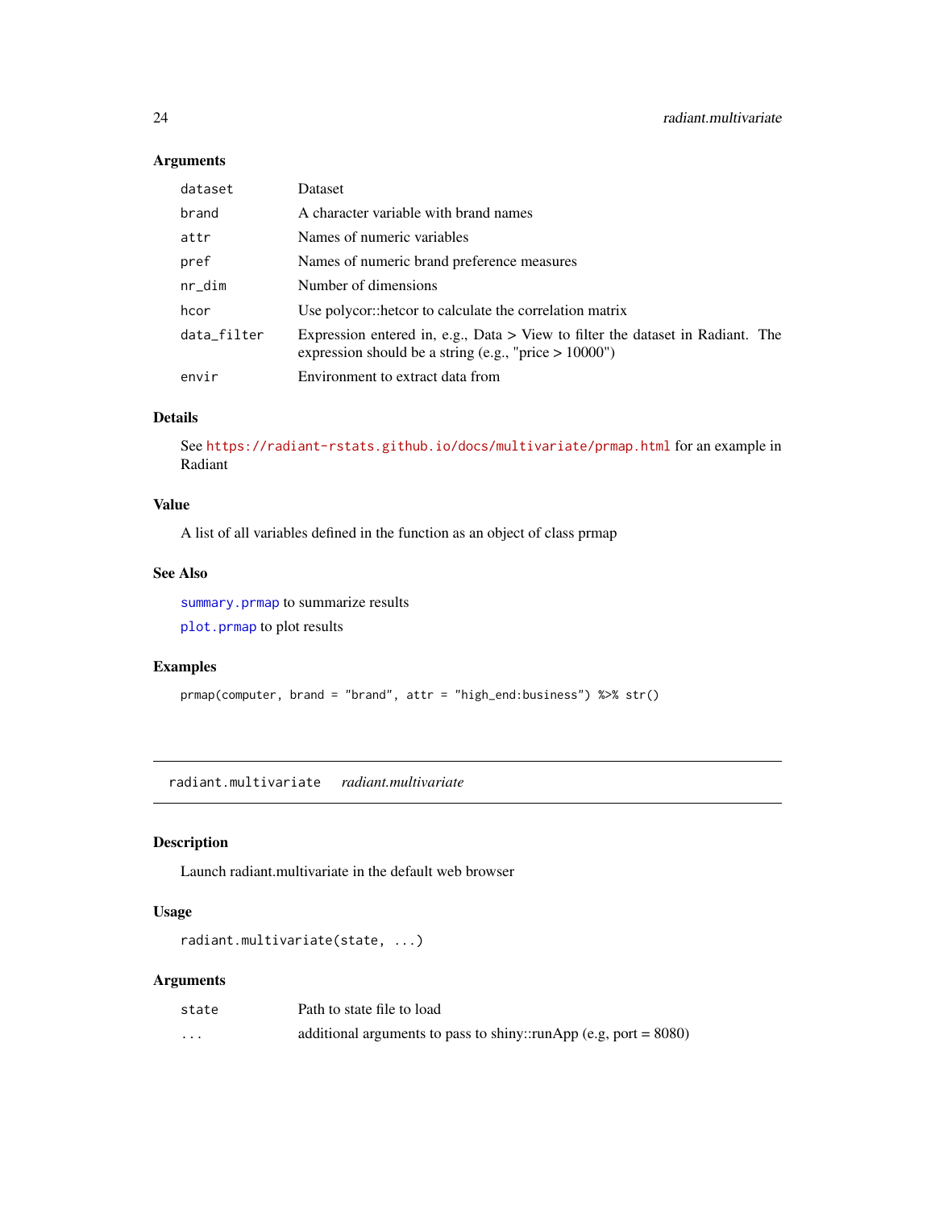### Arguments

| | |
|---|---|
| `dataset` | Dataset |
| `brand` | A character variable with brand names |
| `attr` | Names of numeric variables |
| `pref` | Names of numeric brand preference measures |
| `nr_dim` | Number of dimensions |
| `hcor` | Use polycor::hetcor to calculate the correlation matrix |
| `data_filter` | Expression entered in, e.g., Data > View to filter the dataset in Radiant. The expression should be a string (e.g., "price > 10000") |
| `envir` | Environment to extract data from |

### Details

See https://radiant-rstats.github.io/docs/multivariate/prmap.html for an example in Radiant

### Value

A list of all variables defined in the function as an object of class prmap

### See Also

`summary.prmap` to summarize results

`plot.prmap` to plot results

### Examples

```
prmap(computer, brand = "brand", attr = "high_end:business") %>% str()
```

---

## radiant.multivariate    *radiant.multivariate*

---

### Description

Launch radiant.multivariate in the default web browser

### Usage

```
radiant.multivariate(state, ...)
```

### Arguments

| | |
|---|---|
| `state` | Path to state file to load |
| `...` | additional arguments to pass to shiny::runApp (e.g, port = 8080) |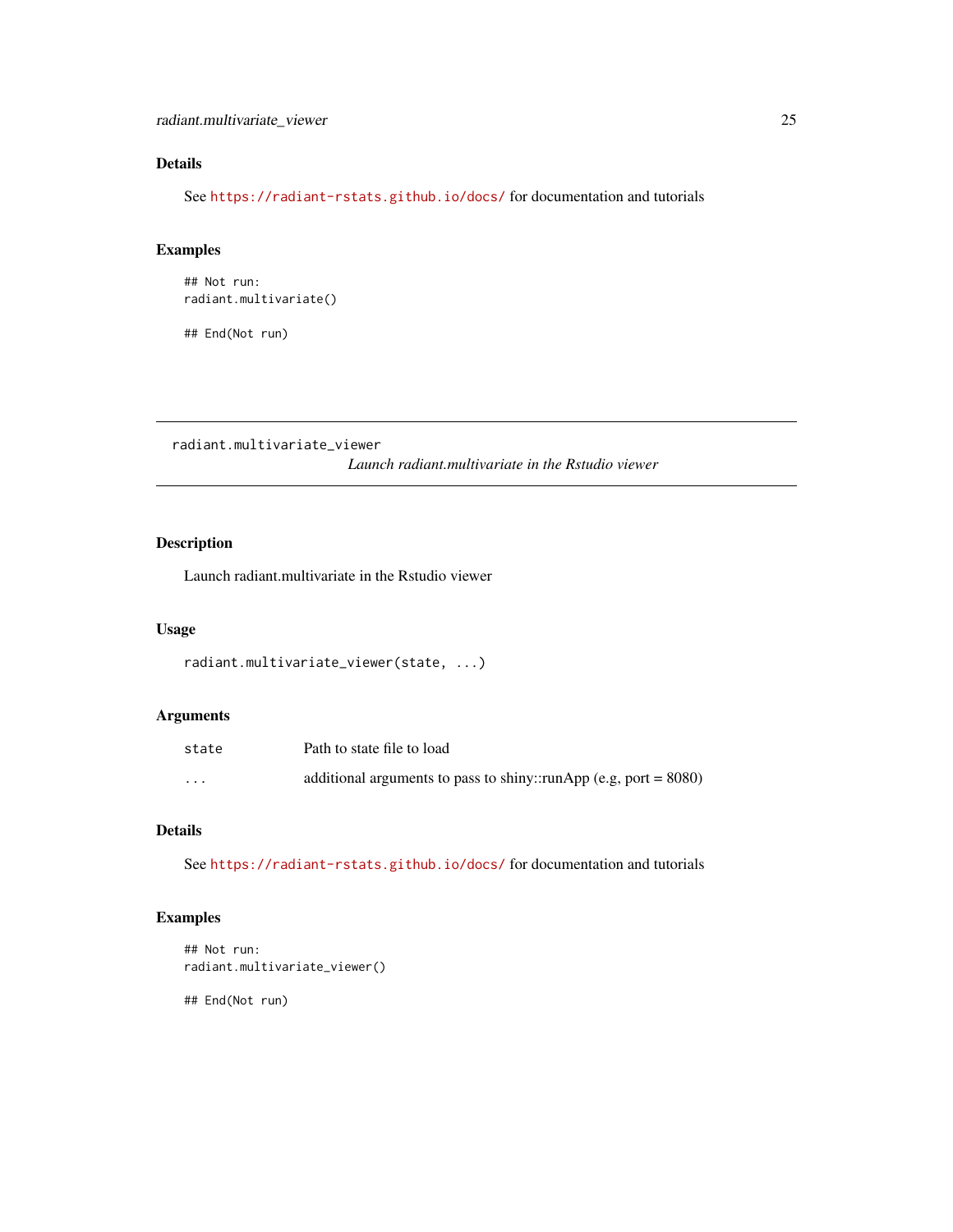### Details

See https://radiant-rstats.github.io/docs/ for documentation and tutorials

### Examples

```
## Not run:
radiant.multivariate()

## End(Not run)
```

---

## radiant.multivariate_viewer

*Launch radiant.multivariate in the Rstudio viewer*

---

### Description

Launch radiant.multivariate in the Rstudio viewer

### Usage

```
radiant.multivariate_viewer(state, ...)
```

### Arguments

| | |
|---|---|
| state | Path to state file to load |
| ... | additional arguments to pass to shiny::runApp (e.g, port = 8080) |

### Details

See https://radiant-rstats.github.io/docs/ for documentation and tutorials

### Examples

```
## Not run:
radiant.multivariate_viewer()

## End(Not run)
```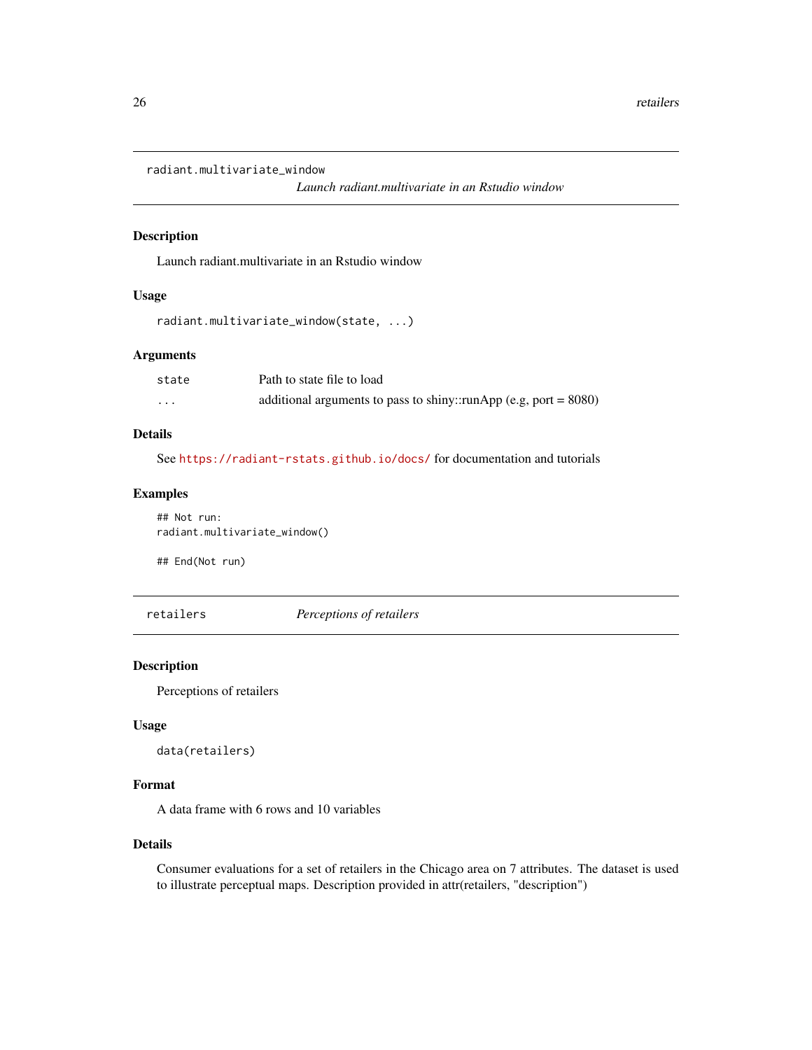## radiant.multivariate_window

*Launch radiant.multivariate in an Rstudio window*

### Description

Launch radiant.multivariate in an Rstudio window

### Usage

```
radiant.multivariate_window(state, ...)
```

### Arguments

| | |
|---|---|
| state | Path to state file to load |
| ... | additional arguments to pass to shiny::runApp (e.g, port = 8080) |

### Details

See https://radiant-rstats.github.io/docs/ for documentation and tutorials

### Examples

```
## Not run:
radiant.multivariate_window()

## End(Not run)
```

## retailers

*Perceptions of retailers*

### Description

Perceptions of retailers

### Usage

```
data(retailers)
```

### Format

A data frame with 6 rows and 10 variables

### Details

Consumer evaluations for a set of retailers in the Chicago area on 7 attributes. The dataset is used to illustrate perceptual maps. Description provided in attr(retailers, "description")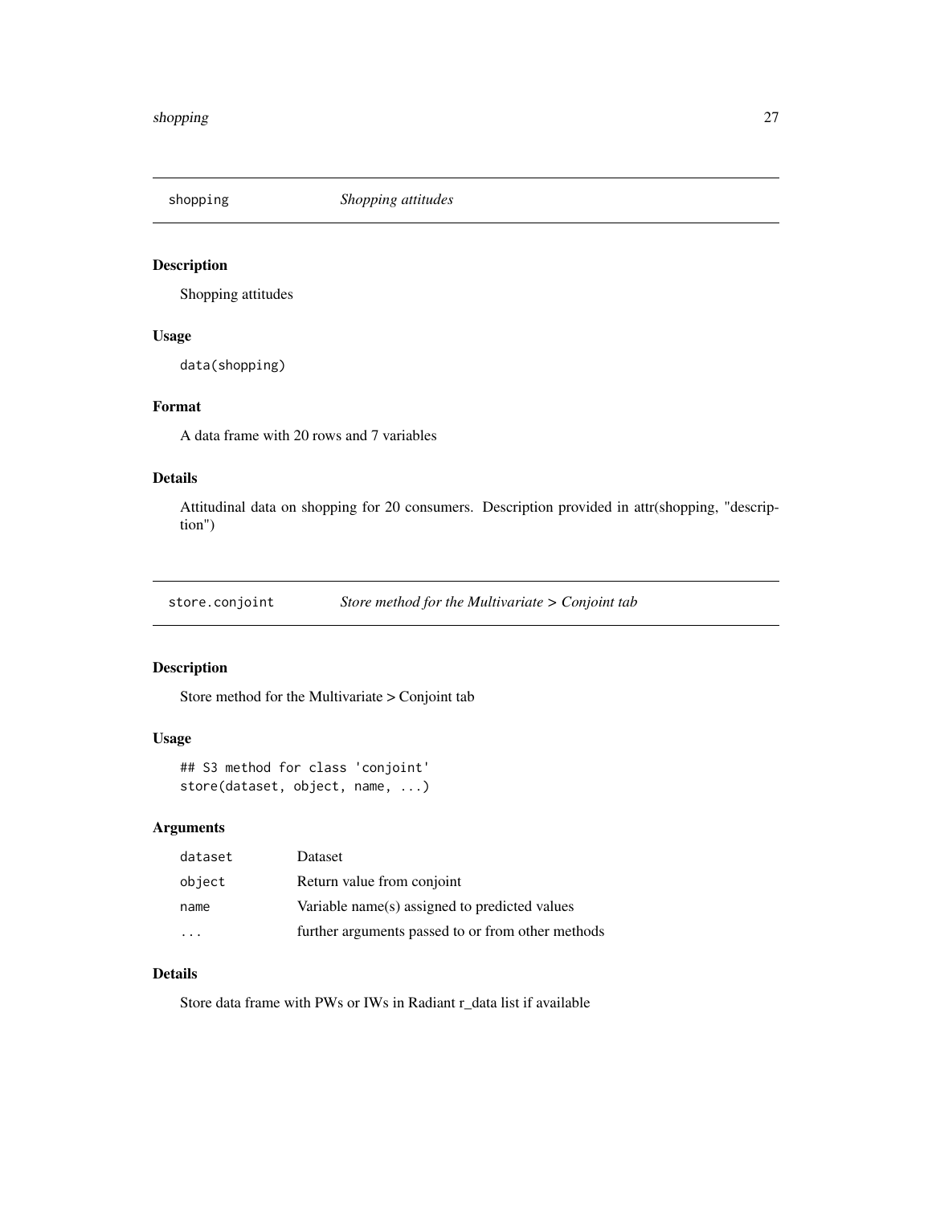## shopping — *Shopping attitudes*

### Description

Shopping attitudes

### Usage

```
data(shopping)
```

### Format

A data frame with 20 rows and 7 variables

### Details

Attitudinal data on shopping for 20 consumers. Description provided in attr(shopping, "description")

## store.conjoint — *Store method for the Multivariate > Conjoint tab*

### Description

Store method for the Multivariate > Conjoint tab

### Usage

```
## S3 method for class 'conjoint'
store(dataset, object, name, ...)
```

### Arguments

| | |
|---|---|
| dataset | Dataset |
| object | Return value from conjoint |
| name | Variable name(s) assigned to predicted values |
| ... | further arguments passed to or from other methods |

### Details

Store data frame with PWs or IWs in Radiant r_data list if available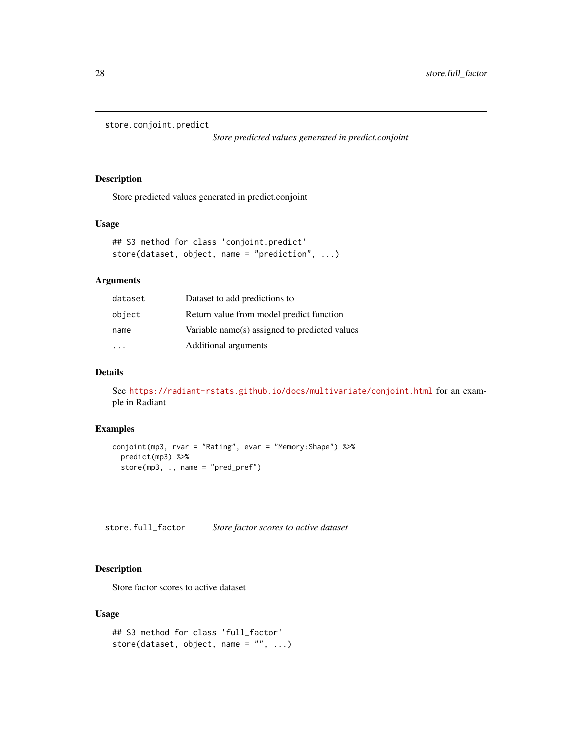## store.conjoint.predict

*Store predicted values generated in predict.conjoint*

### Description

Store predicted values generated in predict.conjoint

### Usage

```
## S3 method for class 'conjoint.predict'
store(dataset, object, name = "prediction", ...)
```

### Arguments

| | |
|---|---|
| dataset | Dataset to add predictions to |
| object | Return value from model predict function |
| name | Variable name(s) assigned to predicted values |
| ... | Additional arguments |

### Details

See https://radiant-rstats.github.io/docs/multivariate/conjoint.html for an example in Radiant

### Examples

```
conjoint(mp3, rvar = "Rating", evar = "Memory:Shape") %>%
  predict(mp3) %>%
  store(mp3, ., name = "pred_pref")
```

## store.full_factor

*Store factor scores to active dataset*

### Description

Store factor scores to active dataset

### Usage

```
## S3 method for class 'full_factor'
store(dataset, object, name = "", ...)
```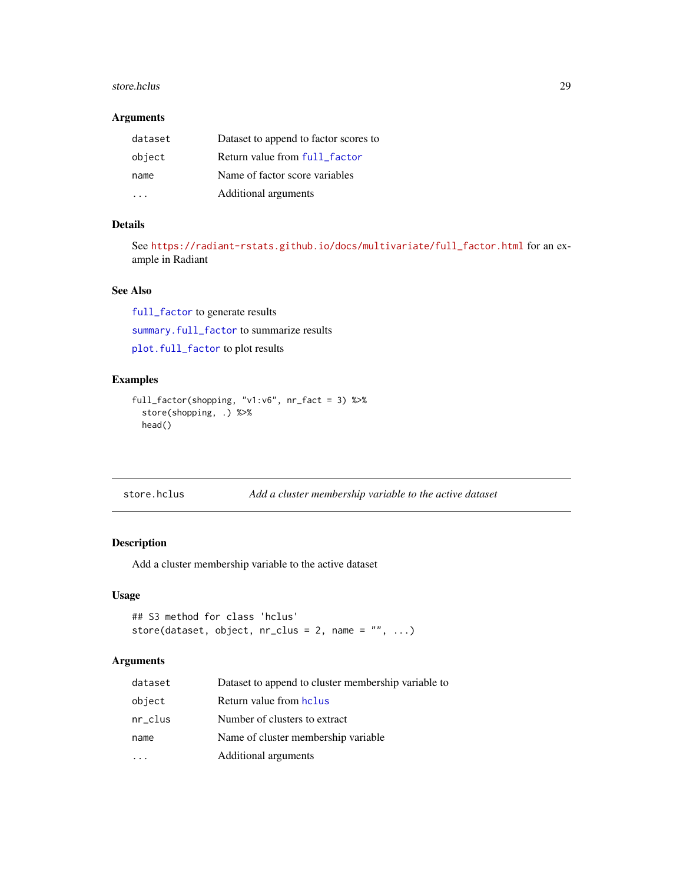### Arguments

| | |
|---|---|
| dataset | Dataset to append to factor scores to |
| object | Return value from full_factor |
| name | Name of factor score variables |
| ... | Additional arguments |

### Details

See https://radiant-rstats.github.io/docs/multivariate/full_factor.html for an example in Radiant

### See Also

full_factor to generate results

summary.full_factor to summarize results

plot.full_factor to plot results

### Examples

```
full_factor(shopping, "v1:v6", nr_fact = 3) %>%
  store(shopping, .) %>%
  head()
```

---

## store.hclus — *Add a cluster membership variable to the active dataset*

### Description

Add a cluster membership variable to the active dataset

### Usage

```
## S3 method for class 'hclus'
store(dataset, object, nr_clus = 2, name = "", ...)
```

### Arguments

| | |
|---|---|
| dataset | Dataset to append to cluster membership variable to |
| object | Return value from hclus |
| nr_clus | Number of clusters to extract |
| name | Name of cluster membership variable |
| ... | Additional arguments |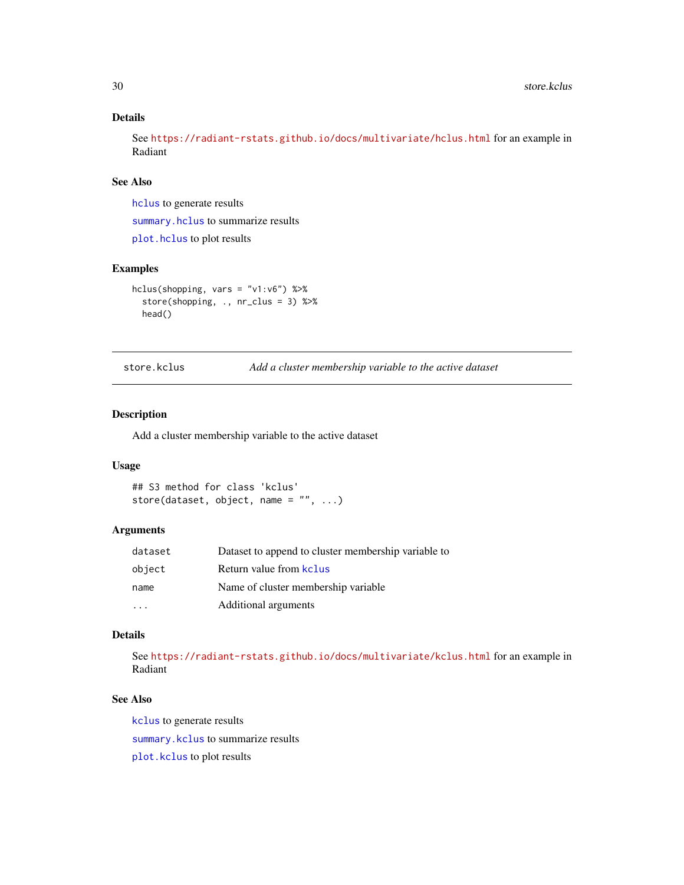### Details

See https://radiant-rstats.github.io/docs/multivariate/hclus.html for an example in Radiant

### See Also

`hclus` to generate results

`summary.hclus` to summarize results

`plot.hclus` to plot results

### Examples

```
hclus(shopping, vars = "v1:v6") %>%
  store(shopping, ., nr_clus = 3) %>%
  head()
```

---

## store.kclus — *Add a cluster membership variable to the active dataset*

---

### Description

Add a cluster membership variable to the active dataset

### Usage

```
## S3 method for class 'kclus'
store(dataset, object, name = "", ...)
```

### Arguments

| | |
|---|---|
| `dataset` | Dataset to append to cluster membership variable to |
| `object` | Return value from `kclus` |
| `name` | Name of cluster membership variable |
| `...` | Additional arguments |

### Details

See https://radiant-rstats.github.io/docs/multivariate/kclus.html for an example in Radiant

### See Also

`kclus` to generate results

`summary.kclus` to summarize results

`plot.kclus` to plot results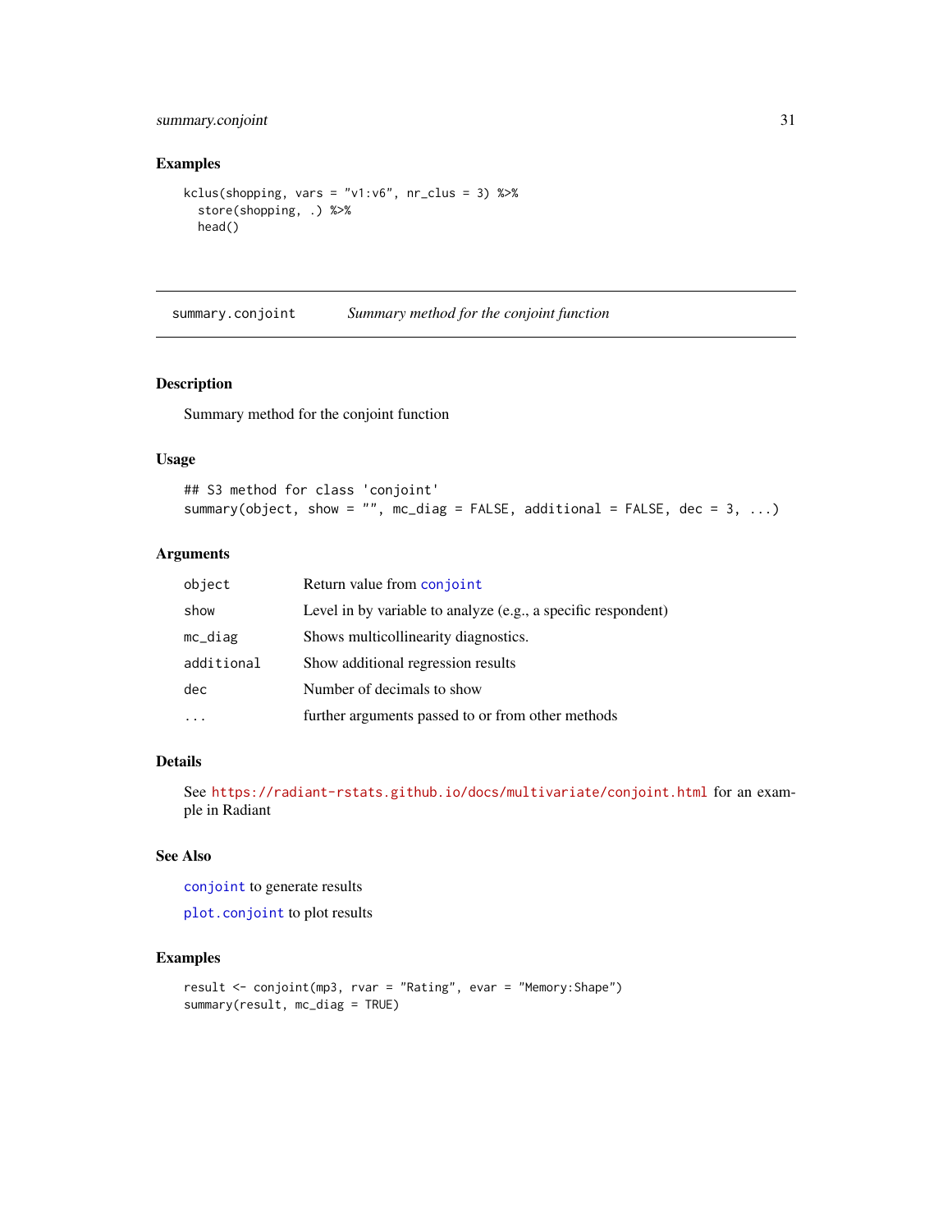## Examples

```
kclus(shopping, vars = "v1:v6", nr_clus = 3) %>%
  store(shopping, .) %>%
  head()
```

---

# summary.conjoint — *Summary method for the conjoint function*

## Description

Summary method for the conjoint function

## Usage

```
## S3 method for class 'conjoint'
summary(object, show = "", mc_diag = FALSE, additional = FALSE, dec = 3, ...)
```

## Arguments

| | |
|---|---|
| object | Return value from conjoint |
| show | Level in by variable to analyze (e.g., a specific respondent) |
| mc_diag | Shows multicollinearity diagnostics. |
| additional | Show additional regression results |
| dec | Number of decimals to show |
| ... | further arguments passed to or from other methods |

## Details

See https://radiant-rstats.github.io/docs/multivariate/conjoint.html for an example in Radiant

## See Also

conjoint to generate results

plot.conjoint to plot results

## Examples

```
result <- conjoint(mp3, rvar = "Rating", evar = "Memory:Shape")
summary(result, mc_diag = TRUE)
```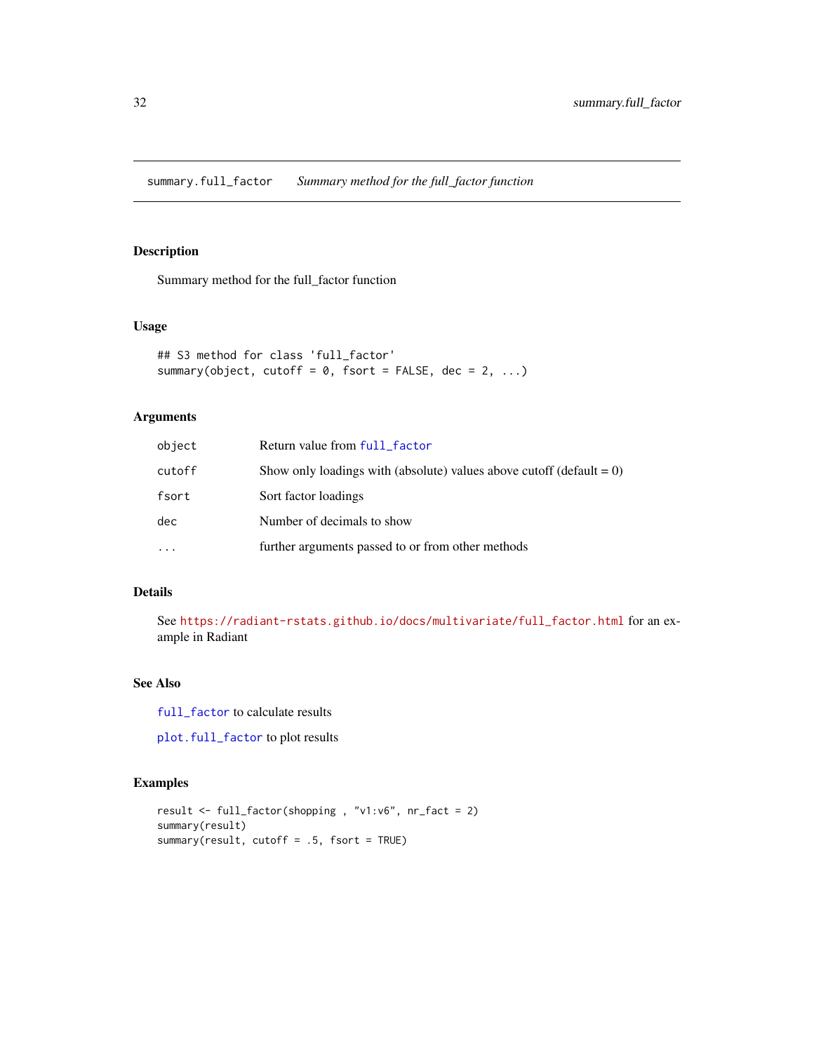## summary.full_factor — *Summary method for the full_factor function*

### Description

Summary method for the full_factor function

### Usage

```
## S3 method for class 'full_factor'
summary(object, cutoff = 0, fsort = FALSE, dec = 2, ...)
```

### Arguments

| | |
|---|---|
| `object` | Return value from `full_factor` |
| `cutoff` | Show only loadings with (absolute) values above cutoff (default = 0) |
| `fsort` | Sort factor loadings |
| `dec` | Number of decimals to show |
| `...` | further arguments passed to or from other methods |

### Details

See https://radiant-rstats.github.io/docs/multivariate/full_factor.html for an example in Radiant

### See Also

`full_factor` to calculate results

`plot.full_factor` to plot results

### Examples

```
result <- full_factor(shopping , "v1:v6", nr_fact = 2)
summary(result)
summary(result, cutoff = .5, fsort = TRUE)
```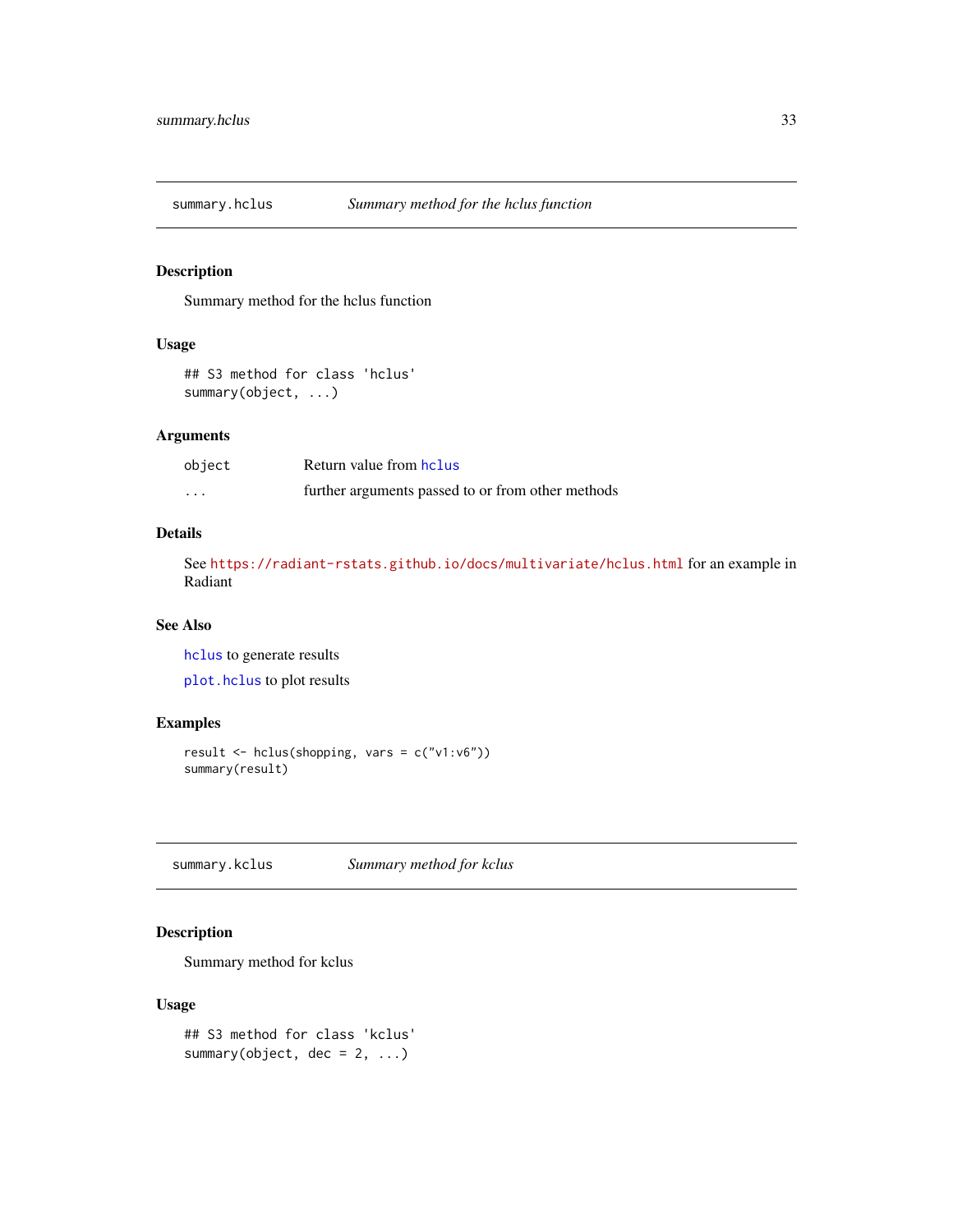## summary.hclus — *Summary method for the hclus function*

### Description

Summary method for the hclus function

### Usage

```
## S3 method for class 'hclus'
summary(object, ...)
```

### Arguments

| | |
|---|---|
| object | Return value from hclus |
| ... | further arguments passed to or from other methods |

### Details

See https://radiant-rstats.github.io/docs/multivariate/hclus.html for an example in Radiant

### See Also

hclus to generate results

plot.hclus to plot results

### Examples

```
result <- hclus(shopping, vars = c("v1:v6"))
summary(result)
```

## summary.kclus — *Summary method for kclus*

### Description

Summary method for kclus

### Usage

```
## S3 method for class 'kclus'
summary(object, dec = 2, ...)
```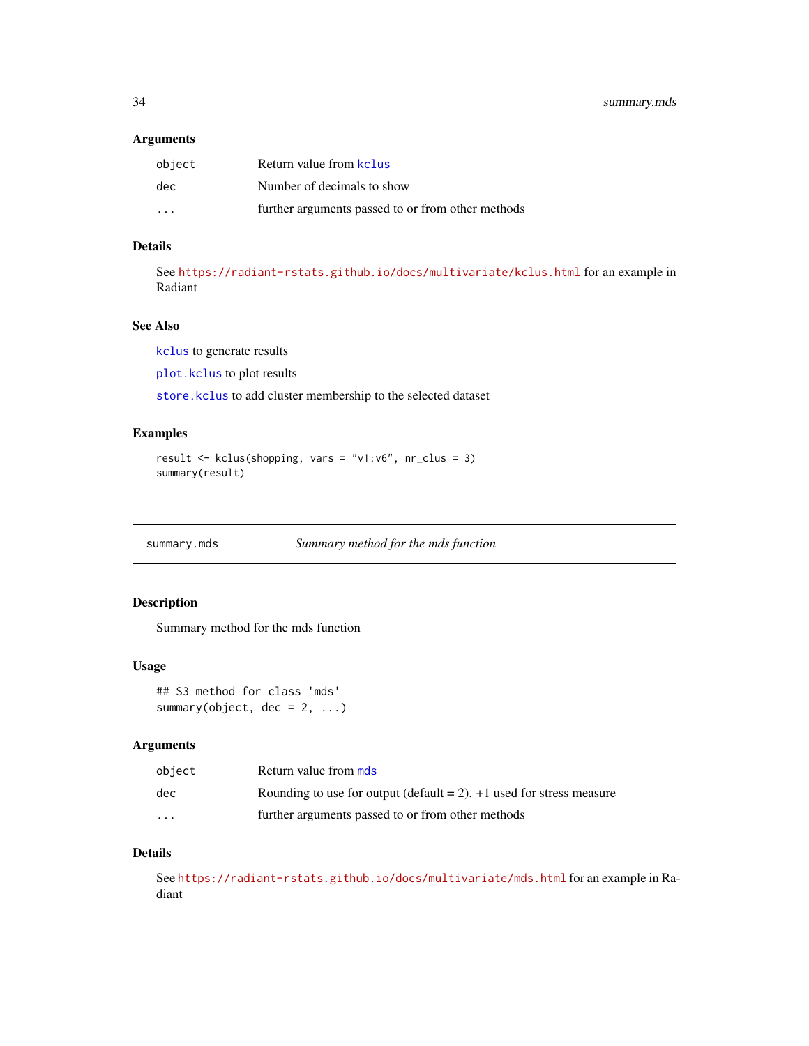### Arguments

| | |
|---|---|
| `object` | Return value from `kclus` |
| `dec` | Number of decimals to show |
| `...` | further arguments passed to or from other methods |

### Details

See https://radiant-rstats.github.io/docs/multivariate/kclus.html for an example in Radiant

### See Also

`kclus` to generate results

`plot.kclus` to plot results

`store.kclus` to add cluster membership to the selected dataset

### Examples

```
result <- kclus(shopping, vars = "v1:v6", nr_clus = 3)
summary(result)
```

---

## summary.mds &nbsp;&nbsp;&nbsp;&nbsp; *Summary method for the mds function*

### Description

Summary method for the mds function

### Usage

```
## S3 method for class 'mds'
summary(object, dec = 2, ...)
```

### Arguments

| | |
|---|---|
| `object` | Return value from `mds` |
| `dec` | Rounding to use for output (default = 2). +1 used for stress measure |
| `...` | further arguments passed to or from other methods |

### Details

See https://radiant-rstats.github.io/docs/multivariate/mds.html for an example in Radiant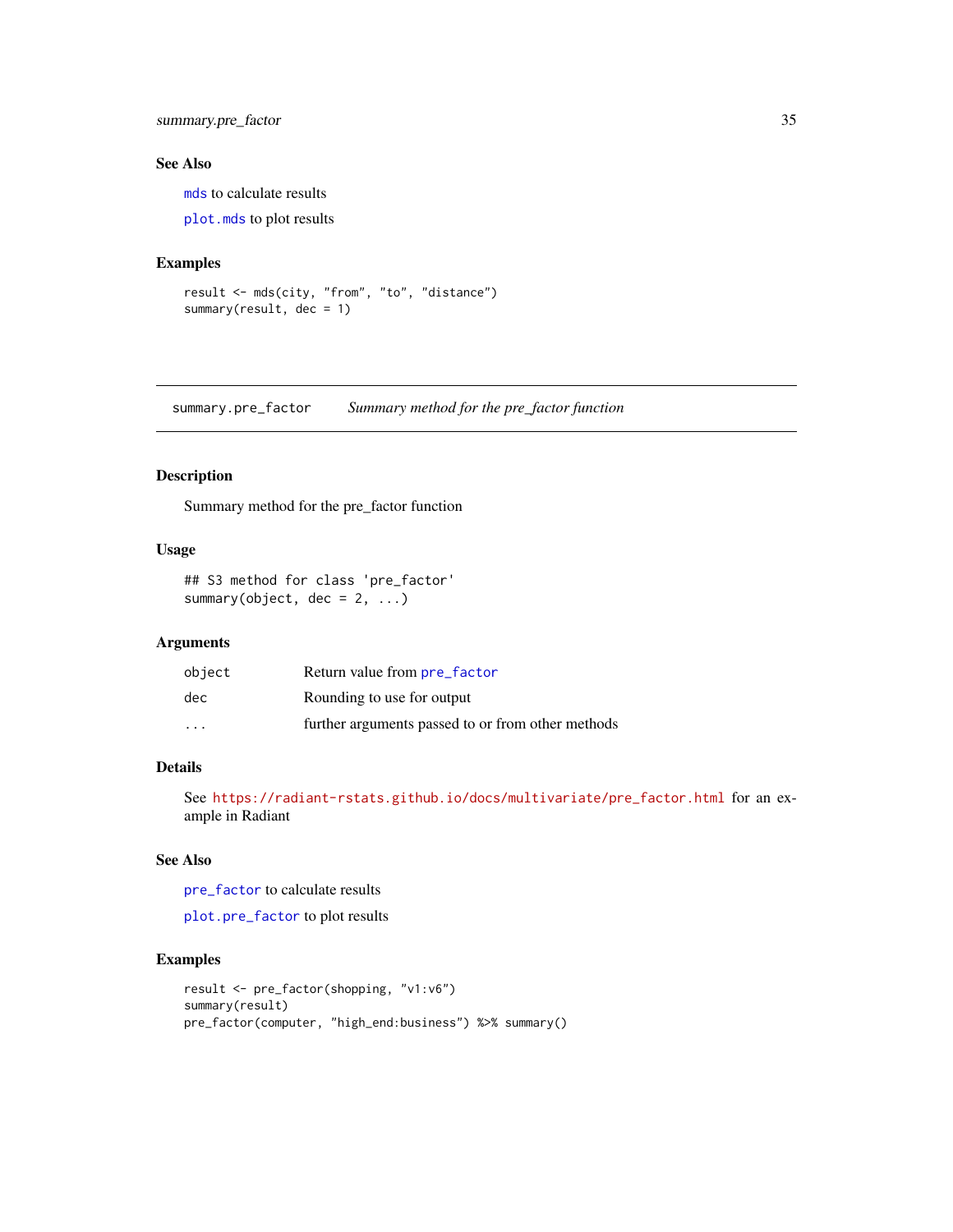### See Also

`mds` to calculate results

`plot.mds` to plot results

### Examples

```
result <- mds(city, "from", "to", "distance")
summary(result, dec = 1)
```

---

## summary.pre_factor — *Summary method for the pre_factor function*

### Description

Summary method for the pre_factor function

### Usage

```
## S3 method for class 'pre_factor'
summary(object, dec = 2, ...)
```

### Arguments

| | |
|---|---|
| `object` | Return value from `pre_factor` |
| `dec` | Rounding to use for output |
| `...` | further arguments passed to or from other methods |

### Details

See https://radiant-rstats.github.io/docs/multivariate/pre_factor.html for an example in Radiant

### See Also

`pre_factor` to calculate results

`plot.pre_factor` to plot results

### Examples

```
result <- pre_factor(shopping, "v1:v6")
summary(result)
pre_factor(computer, "high_end:business") %>% summary()
```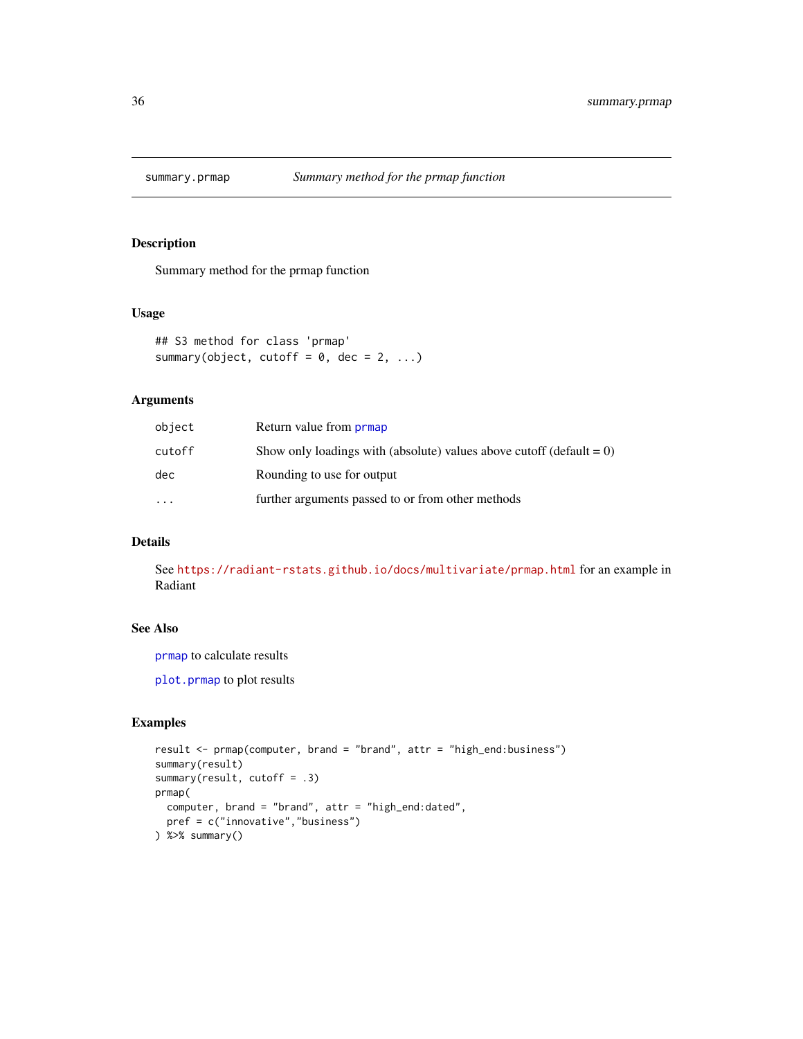# summary.prmap — *Summary method for the prmap function*

## Description

Summary method for the prmap function

## Usage

```
## S3 method for class 'prmap'
summary(object, cutoff = 0, dec = 2, ...)
```

## Arguments

| | |
|---|---|
| object | Return value from prmap |
| cutoff | Show only loadings with (absolute) values above cutoff (default = 0) |
| dec | Rounding to use for output |
| ... | further arguments passed to or from other methods |

## Details

See https://radiant-rstats.github.io/docs/multivariate/prmap.html for an example in Radiant

## See Also

prmap to calculate results

plot.prmap to plot results

## Examples

```
result <- prmap(computer, brand = "brand", attr = "high_end:business")
summary(result)
summary(result, cutoff = .3)
prmap(
  computer, brand = "brand", attr = "high_end:dated",
  pref = c("innovative","business")
) %>% summary()
```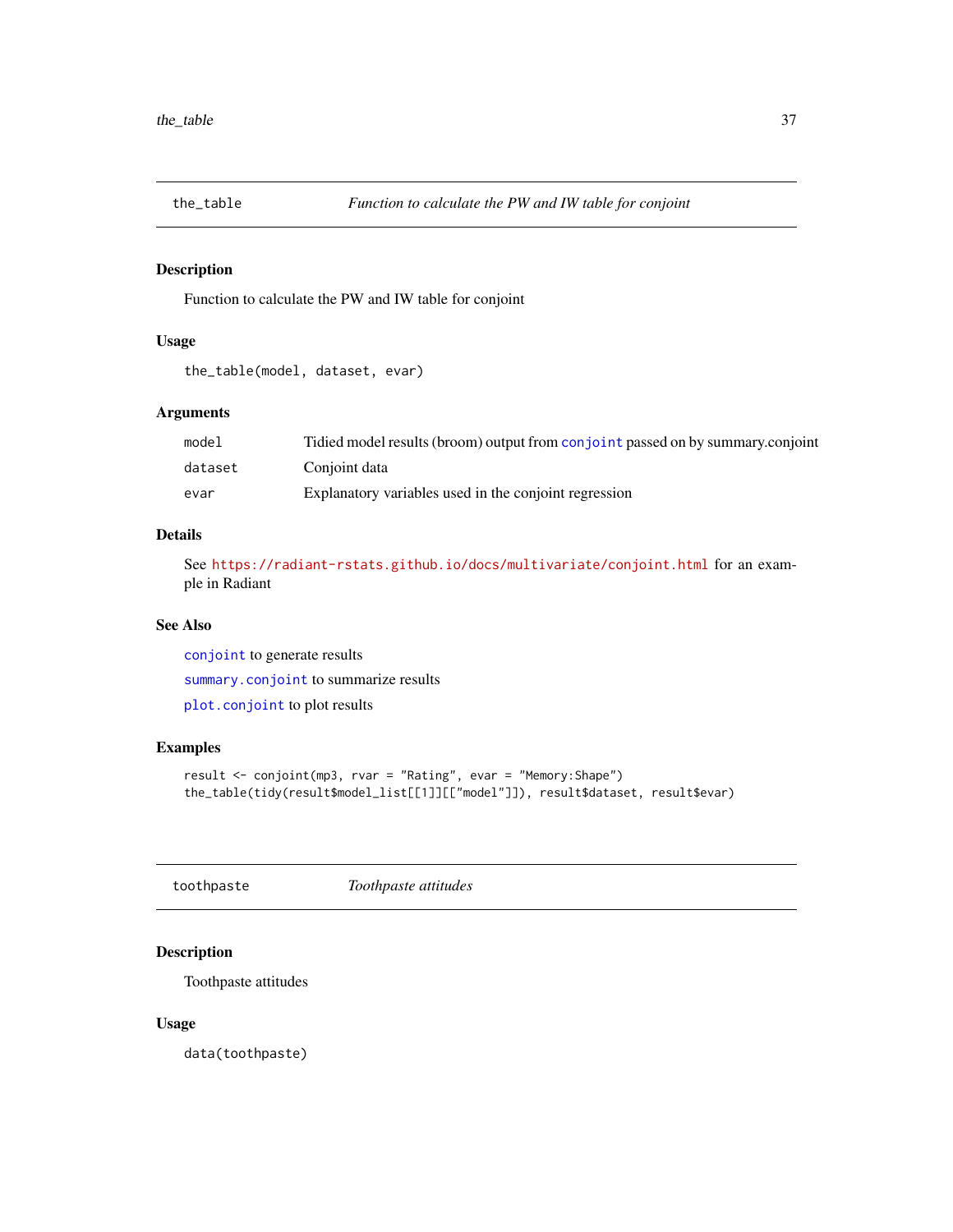## the_table — *Function to calculate the PW and IW table for conjoint*

### Description

Function to calculate the PW and IW table for conjoint

### Usage

```
the_table(model, dataset, evar)
```

### Arguments

| | |
|---|---|
| model | Tidied model results (broom) output from conjoint passed on by summary.conjoint |
| dataset | Conjoint data |
| evar | Explanatory variables used in the conjoint regression |

### Details

See https://radiant-rstats.github.io/docs/multivariate/conjoint.html for an example in Radiant

### See Also

conjoint to generate results

summary.conjoint to summarize results

plot.conjoint to plot results

### Examples

```
result <- conjoint(mp3, rvar = "Rating", evar = "Memory:Shape")
the_table(tidy(result$model_list[[1]][["model"]]), result$dataset, result$evar)
```

## toothpaste — *Toothpaste attitudes*

### Description

Toothpaste attitudes

### Usage

```
data(toothpaste)
```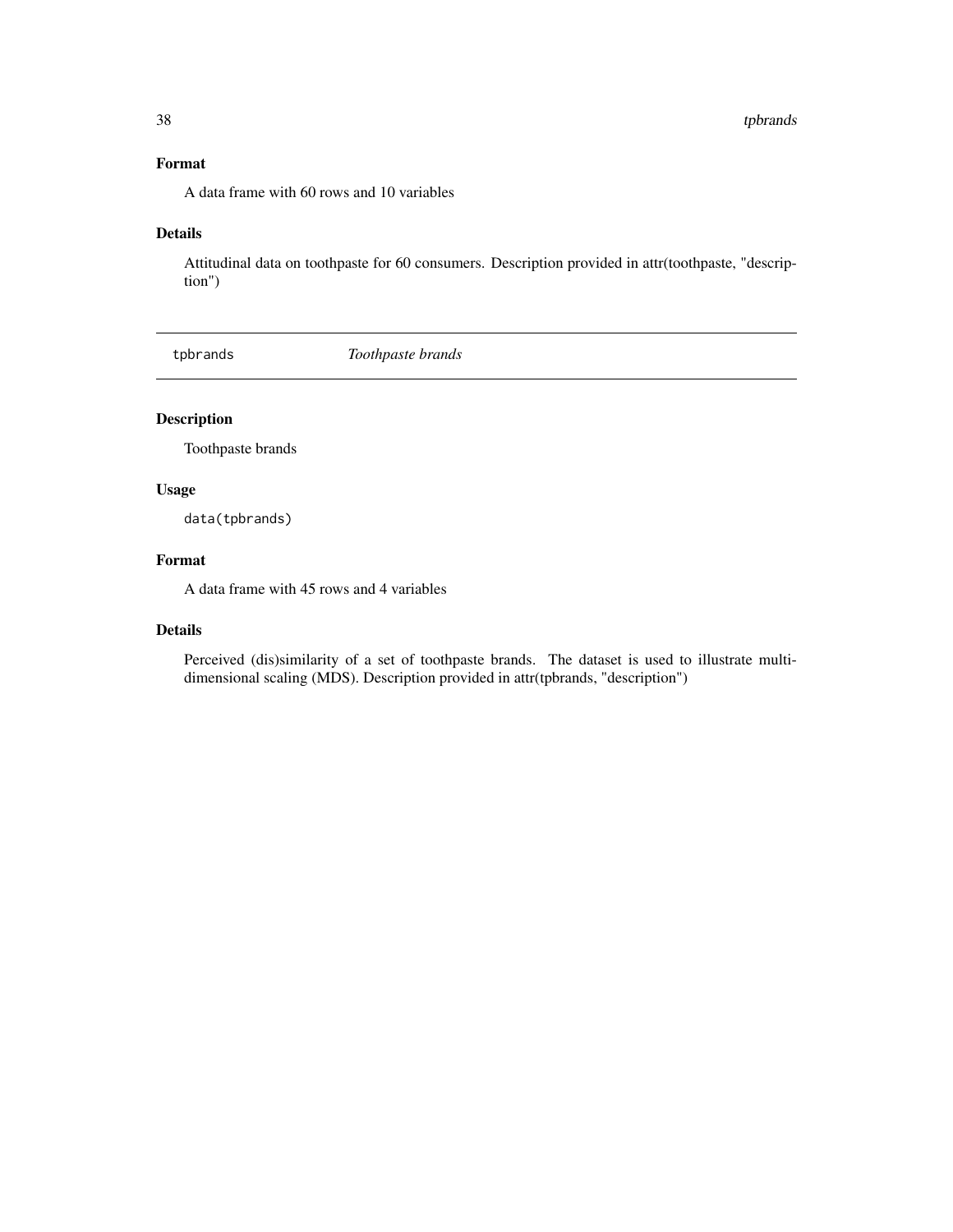## Format

A data frame with 60 rows and 10 variables

## Details

Attitudinal data on toothpaste for 60 consumers. Description provided in attr(toothpaste, "description")

---

# tpbrands — *Toothpaste brands*

---

## Description

Toothpaste brands

## Usage

```
data(tpbrands)
```

## Format

A data frame with 45 rows and 4 variables

## Details

Perceived (dis)similarity of a set of toothpaste brands. The dataset is used to illustrate multidimensional scaling (MDS). Description provided in attr(tpbrands, "description")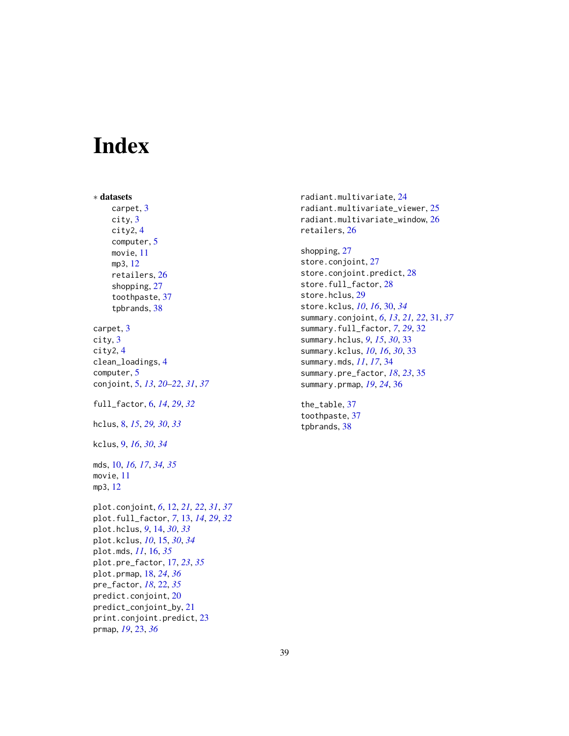# Index

∗ **datasets**

carpet, 3
city, 3
city2, 4
computer, 5
movie, 11
mp3, 12
retailers, 26
shopping, 27
toothpaste, 37
tpbrands, 38

carpet, 3
city, 3
city2, 4
clean_loadings, 4
computer, 5
conjoint, 5, *13*, *20–22*, *31*, *37*

full_factor, 6, *14*, *29*, *32*

hclus, 8, *15*, *29, 30*, *33*

kclus, 9, *16*, *30*, *34*

mds, 10, *16, 17*, *34, 35*
movie, 11
mp3, 12

plot.conjoint, *6*, 12, *21, 22*, *31*, *37*
plot.full_factor, *7*, 13, *14*, *29*, *32*
plot.hclus, *9*, 14, *30*, *33*
plot.kclus, *10*, 15, *30*, *34*
plot.mds, *11*, 16, *35*
plot.pre_factor, 17, *23*, *35*
plot.prmap, 18, *24*, *36*
pre_factor, *18*, 22, *35*
predict.conjoint, 20
predict_conjoint_by, 21
print.conjoint.predict, 23
prmap, *19*, 23, *36*

radiant.multivariate, 24
radiant.multivariate_viewer, 25
radiant.multivariate_window, 26
retailers, 26

shopping, 27
store.conjoint, 27
store.conjoint.predict, 28
store.full_factor, 28
store.hclus, 29
store.kclus, *10*, *16*, 30, *34*
summary.conjoint, *6*, *13*, *21, 22*, 31, *37*
summary.full_factor, *7*, *29*, 32
summary.hclus, *9*, *15*, *30*, 33
summary.kclus, *10*, *16*, *30*, 33
summary.mds, *11*, *17*, 34
summary.pre_factor, *18*, *23*, 35
summary.prmap, *19*, *24*, 36

the_table, 37
toothpaste, 37
tpbrands, 38